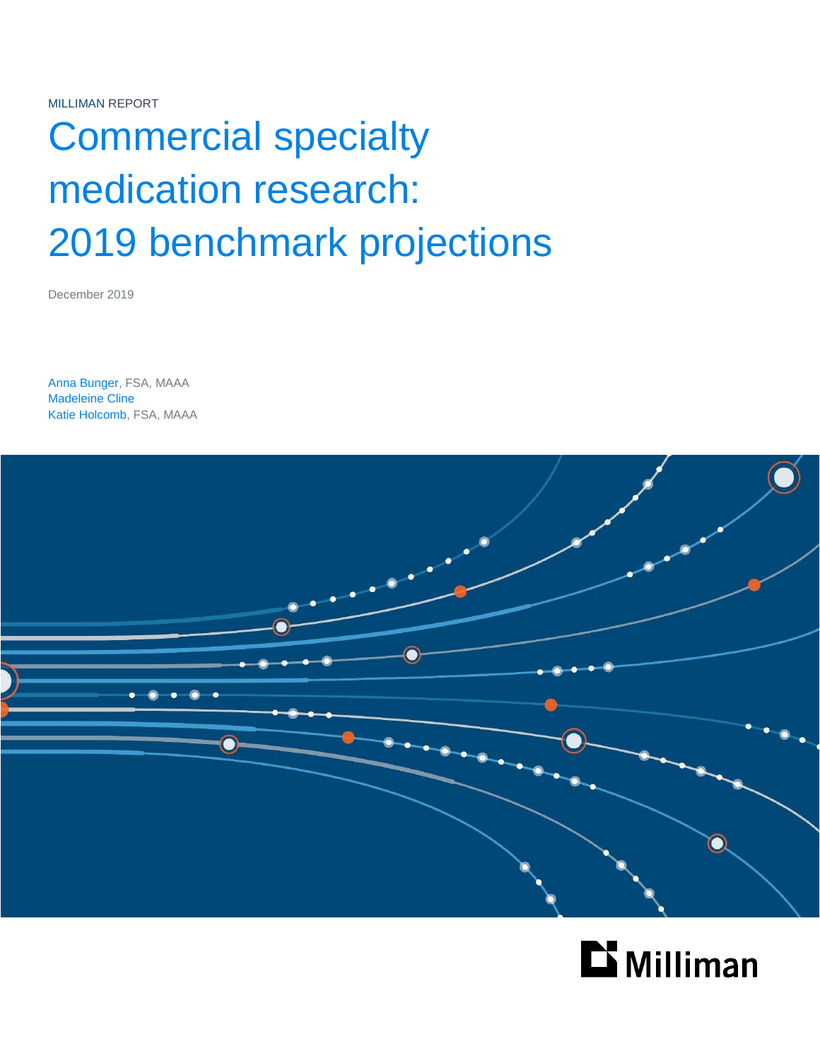MILLIMAN REPORT

# Commercial specialty medication research: 2019 benchmark projections

December 2019

Anna Bunger, FSA, MAAA
Madeleine Cline
Katie Holcomb, FSA, MAAA

Milliman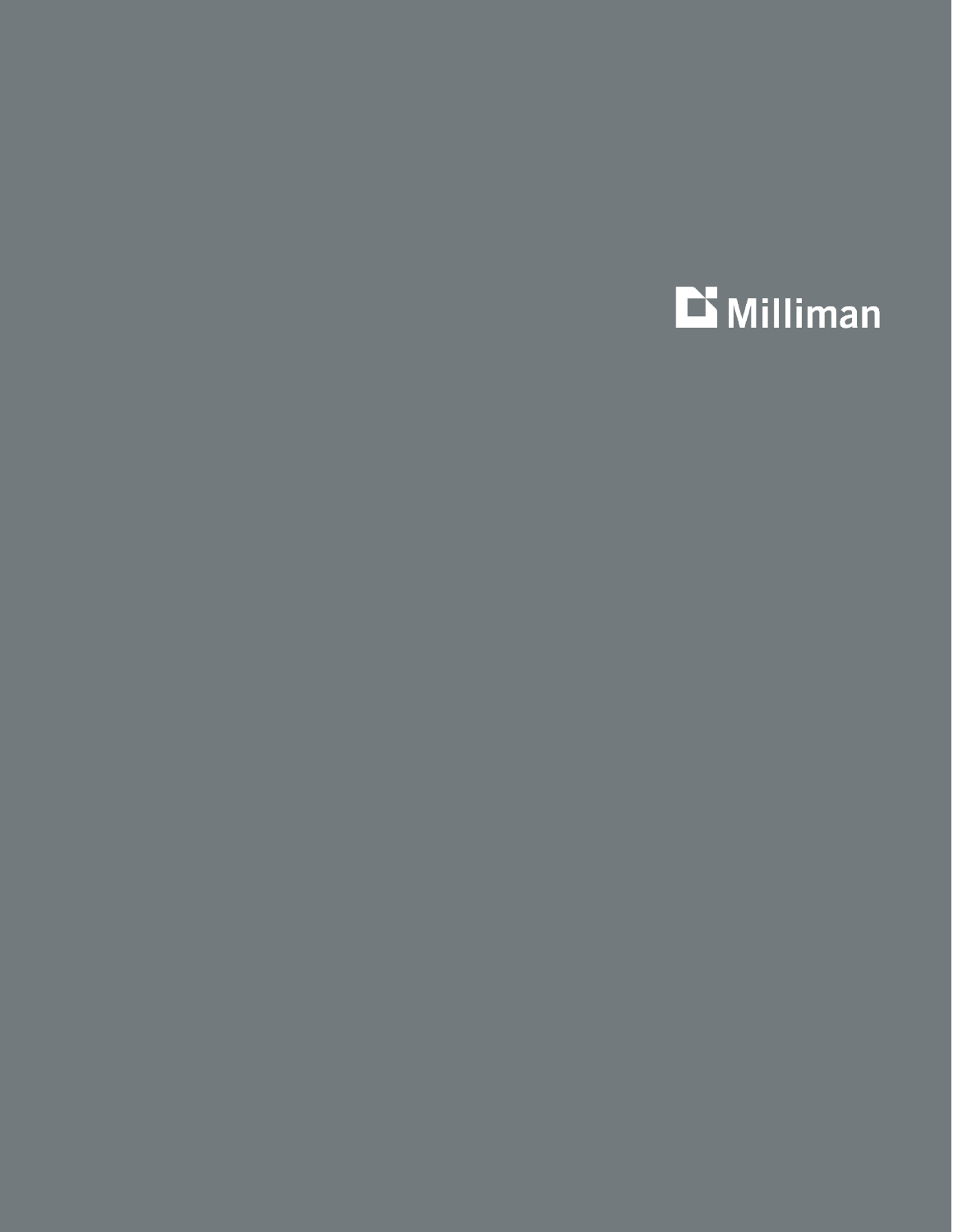Milliman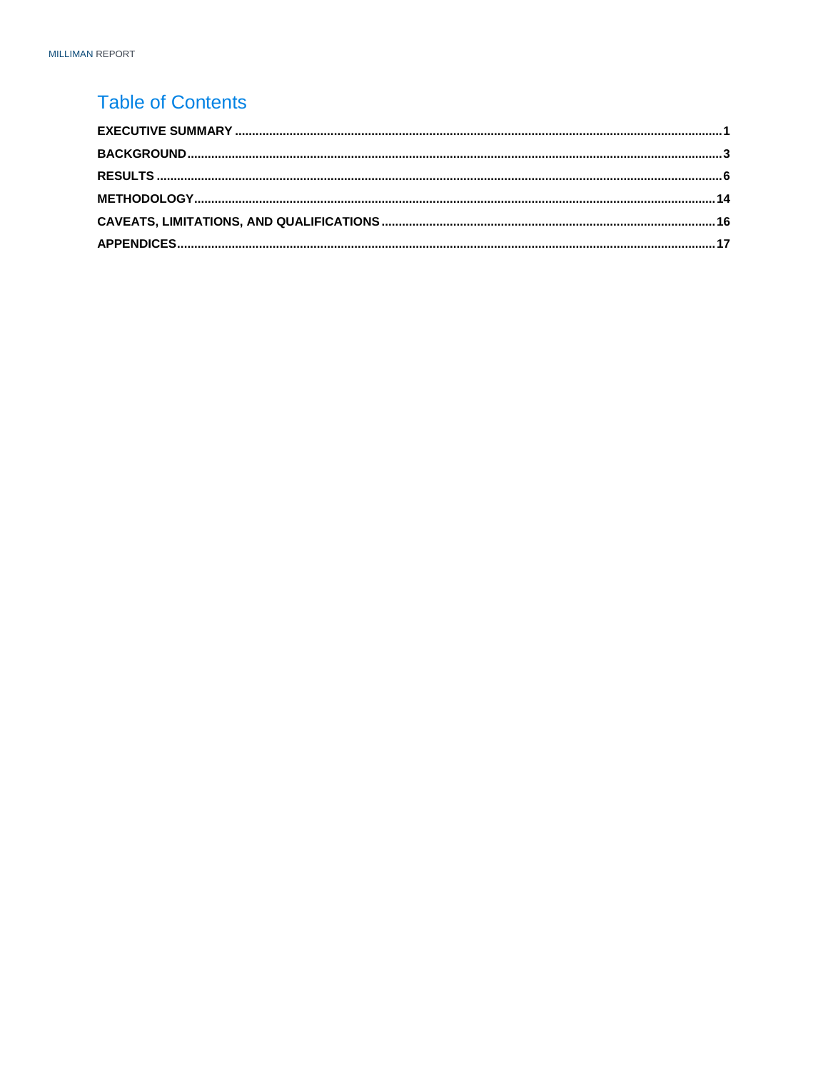# Table of Contents

**EXECUTIVE SUMMARY** .......... **1**

**BACKGROUND** .......... **3**

**RESULTS** .......... **6**

**METHODOLOGY** .......... **14**

**CAVEATS, LIMITATIONS, AND QUALIFICATIONS** .......... **16**

**APPENDICES** .......... **17**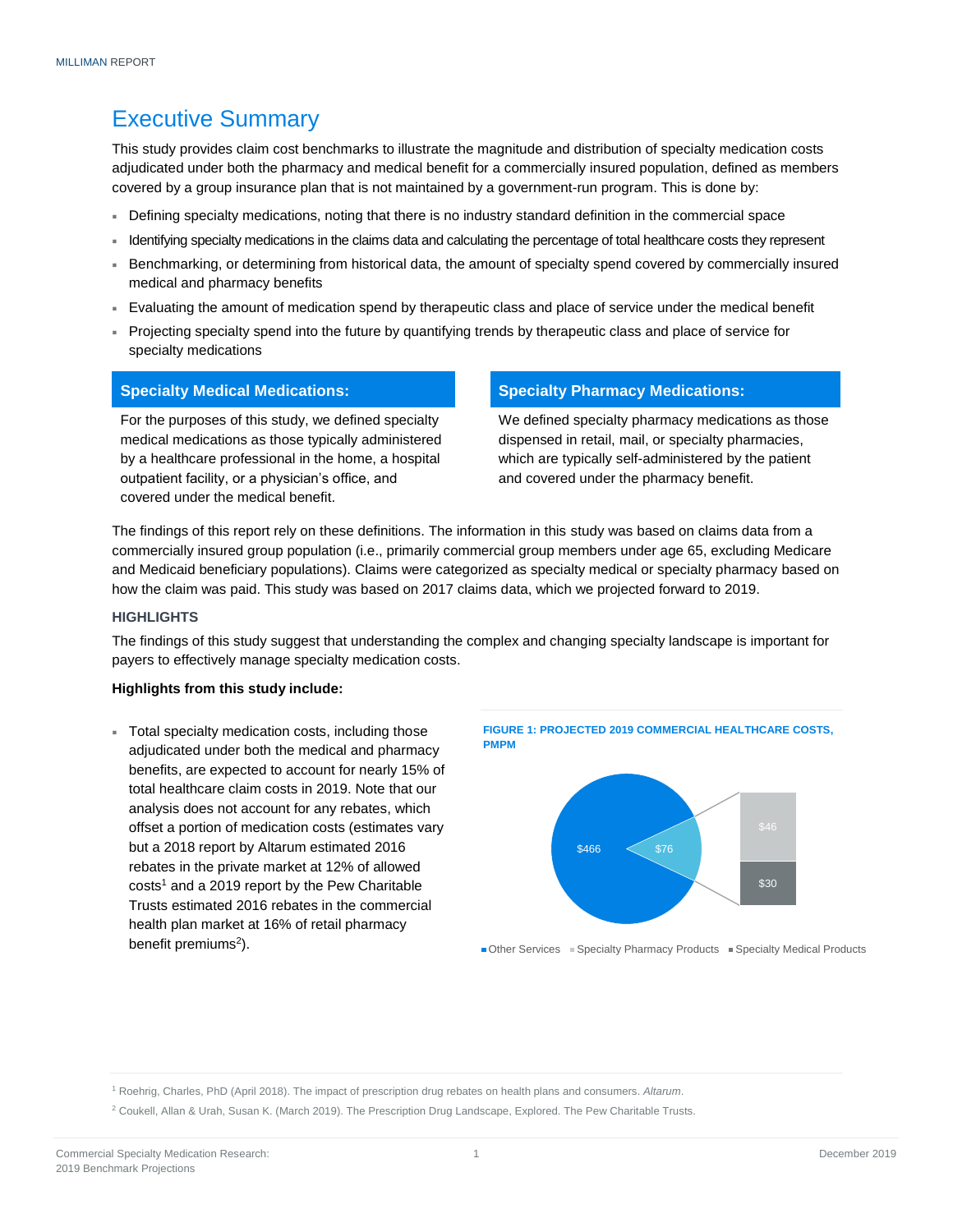# Executive Summary

This study provides claim cost benchmarks to illustrate the magnitude and distribution of specialty medication costs adjudicated under both the pharmacy and medical benefit for a commercially insured population, defined as members covered by a group insurance plan that is not maintained by a government-run program. This is done by:

- Defining specialty medications, noting that there is no industry standard definition in the commercial space
- Identifying specialty medications in the claims data and calculating the percentage of total healthcare costs they represent
- Benchmarking, or determining from historical data, the amount of specialty spend covered by commercially insured medical and pharmacy benefits
- Evaluating the amount of medication spend by therapeutic class and place of service under the medical benefit
- Projecting specialty spend into the future by quantifying trends by therapeutic class and place of service for specialty medications

**Specialty Medical Medications:**

For the purposes of this study, we defined specialty medical medications as those typically administered by a healthcare professional in the home, a hospital outpatient facility, or a physician's office, and covered under the medical benefit.

**Specialty Pharmacy Medications:**

We defined specialty pharmacy medications as those dispensed in retail, mail, or specialty pharmacies, which are typically self-administered by the patient and covered under the pharmacy benefit.

The findings of this report rely on these definitions. The information in this study was based on claims data from a commercially insured group population (i.e., primarily commercial group members under age 65, excluding Medicare and Medicaid beneficiary populations). Claims were categorized as specialty medical or specialty pharmacy based on how the claim was paid. This study was based on 2017 claims data, which we projected forward to 2019.

### HIGHLIGHTS

The findings of this study suggest that understanding the complex and changing specialty landscape is important for payers to effectively manage specialty medication costs.

**Highlights from this study include:**

- Total specialty medication costs, including those adjudicated under both the medical and pharmacy benefits, are expected to account for nearly 15% of total healthcare claim costs in 2019. Note that our analysis does not account for any rebates, which offset a portion of medication costs (estimates vary but a 2018 report by Altarum estimated 2016 rebates in the private market at 12% of allowed costs[1] and a 2019 report by the Pew Charitable Trusts estimated 2016 rebates in the commercial health plan market at 16% of retail pharmacy benefit premiums[2]).

**FIGURE 1: PROJECTED 2019 COMMERCIAL HEALTHCARE COSTS, PMPM**

| Category | PMPM |
| --- | --- |
| Other Services | $466 |
| Specialty Pharmacy Products | $46 |
| Specialty Medical Products | $30 |
| Total Specialty | $76 |

[1] Roehrig, Charles, PhD (April 2018). The impact of prescription drug rebates on health plans and consumers. *Altarum*.

[2] Coukell, Allan & Urah, Susan K. (March 2019). The Prescription Drug Landscape, Explored. The Pew Charitable Trusts.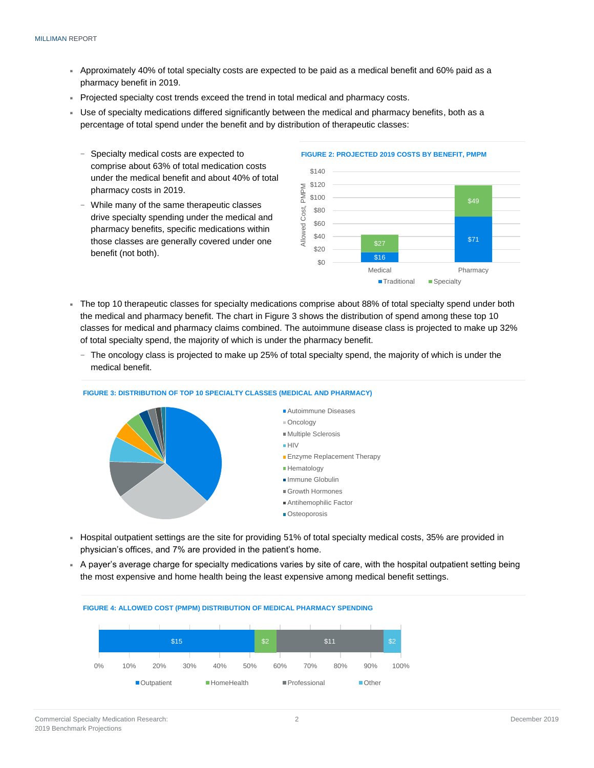- Approximately 40% of total specialty costs are expected to be paid as a medical benefit and 60% paid as a pharmacy benefit in 2019.
- Projected specialty cost trends exceed the trend in total medical and pharmacy costs.
- Use of specialty medications differed significantly between the medical and pharmacy benefits, both as a percentage of total spend under the benefit and by distribution of therapeutic classes:
  - Specialty medical costs are expected to comprise about 63% of total medication costs under the medical benefit and about 40% of total pharmacy costs in 2019.
  - While many of the same therapeutic classes drive specialty spending under the medical and pharmacy benefits, specific medications within those classes are generally covered under one benefit (not both).

**FIGURE 2: PROJECTED 2019 COSTS BY BENEFIT, PMPM**

| Benefit | Traditional | Specialty |
|---|---|---|
| Medical | $16 | $27 |
| Pharmacy | $71 | $49 |

- The top 10 therapeutic classes for specialty medications comprise about 88% of total specialty spend under both the medical and pharmacy benefit. The chart in Figure 3 shows the distribution of spend among these top 10 classes for medical and pharmacy claims combined. The autoimmune disease class is projected to make up 32% of total specialty spend, the majority of which is under the pharmacy benefit.
  - The oncology class is projected to make up 25% of total specialty spend, the majority of which is under the medical benefit.

**FIGURE 3: DISTRIBUTION OF TOP 10 SPECIALTY CLASSES (MEDICAL AND PHARMACY)**

- Autoimmune Diseases
- Oncology
- Multiple Sclerosis
- HIV
- Enzyme Replacement Therapy
- Hematology
- Immune Globulin
- Growth Hormones
- Antihemophilic Factor
- Osteoporosis

- Hospital outpatient settings are the site for providing 51% of total specialty medical costs, 35% are provided in physician's offices, and 7% are provided in the patient's home.
- A payer's average charge for specialty medications varies by site of care, with the hospital outpatient setting being the most expensive and home health being the least expensive among medical benefit settings.

**FIGURE 4: ALLOWED COST (PMPM) DISTRIBUTION OF MEDICAL PHARMACY SPENDING**

| Outpatient | HomeHealth | Professional | Other |
|---|---|---|---|
| $15 | $2 | $11 | $2 |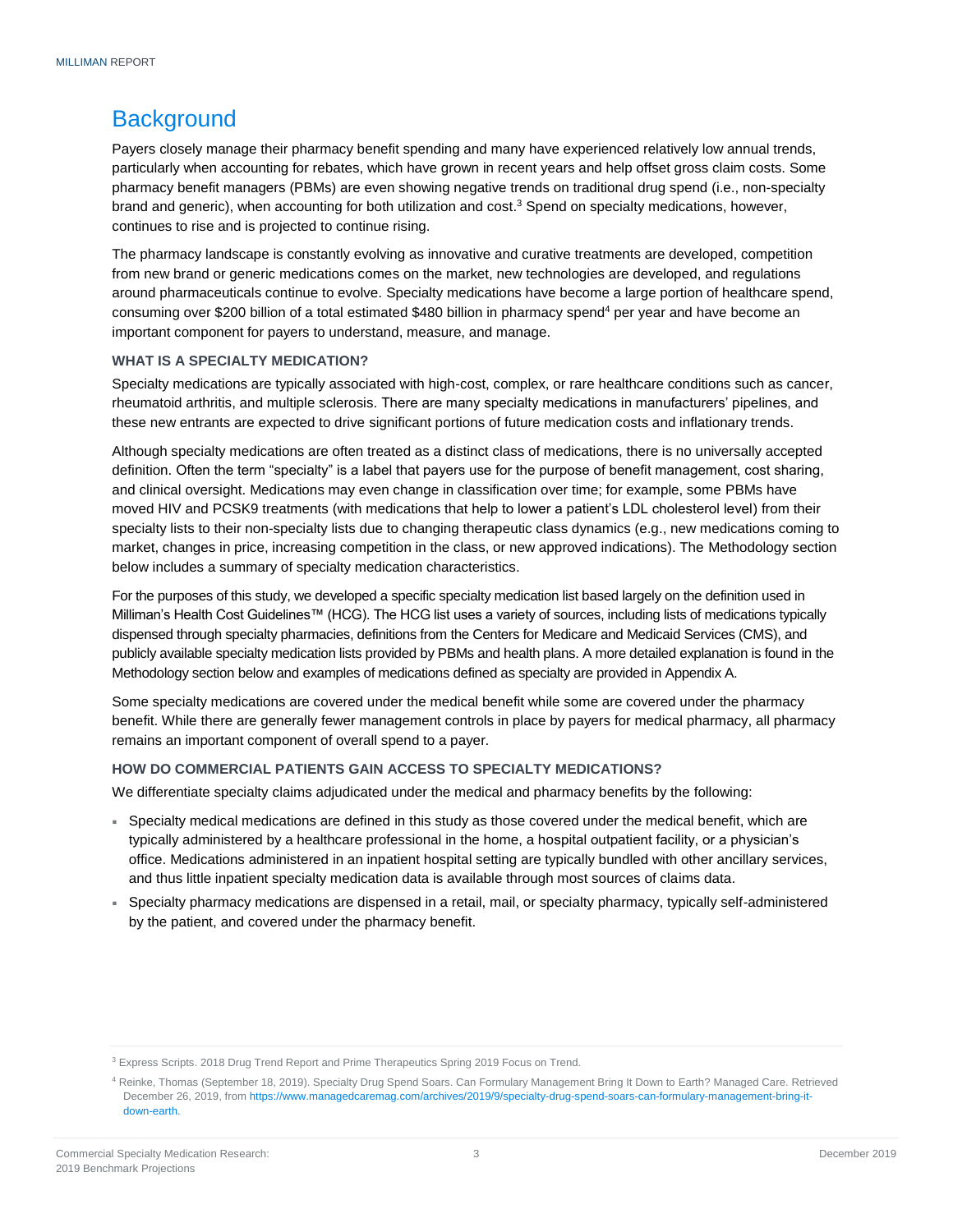## Background

Payers closely manage their pharmacy benefit spending and many have experienced relatively low annual trends, particularly when accounting for rebates, which have grown in recent years and help offset gross claim costs. Some pharmacy benefit managers (PBMs) are even showing negative trends on traditional drug spend (i.e., non-specialty brand and generic), when accounting for both utilization and cost.[3] Spend on specialty medications, however, continues to rise and is projected to continue rising.

The pharmacy landscape is constantly evolving as innovative and curative treatments are developed, competition from new brand or generic medications comes on the market, new technologies are developed, and regulations around pharmaceuticals continue to evolve. Specialty medications have become a large portion of healthcare spend, consuming over $200 billion of a total estimated $480 billion in pharmacy spend[4] per year and have become an important component for payers to understand, measure, and manage.

### WHAT IS A SPECIALTY MEDICATION?

Specialty medications are typically associated with high-cost, complex, or rare healthcare conditions such as cancer, rheumatoid arthritis, and multiple sclerosis. There are many specialty medications in manufacturers' pipelines, and these new entrants are expected to drive significant portions of future medication costs and inflationary trends.

Although specialty medications are often treated as a distinct class of medications, there is no universally accepted definition. Often the term "specialty" is a label that payers use for the purpose of benefit management, cost sharing, and clinical oversight. Medications may even change in classification over time; for example, some PBMs have moved HIV and PCSK9 treatments (with medications that help to lower a patient's LDL cholesterol level) from their specialty lists to their non-specialty lists due to changing therapeutic class dynamics (e.g., new medications coming to market, changes in price, increasing competition in the class, or new approved indications). The Methodology section below includes a summary of specialty medication characteristics.

For the purposes of this study, we developed a specific specialty medication list based largely on the definition used in Milliman's Health Cost Guidelines™ (HCG). The HCG list uses a variety of sources, including lists of medications typically dispensed through specialty pharmacies, definitions from the Centers for Medicare and Medicaid Services (CMS), and publicly available specialty medication lists provided by PBMs and health plans. A more detailed explanation is found in the Methodology section below and examples of medications defined as specialty are provided in Appendix A.

Some specialty medications are covered under the medical benefit while some are covered under the pharmacy benefit. While there are generally fewer management controls in place by payers for medical pharmacy, all pharmacy remains an important component of overall spend to a payer.

### HOW DO COMMERCIAL PATIENTS GAIN ACCESS TO SPECIALTY MEDICATIONS?

We differentiate specialty claims adjudicated under the medical and pharmacy benefits by the following:

- Specialty medical medications are defined in this study as those covered under the medical benefit, which are typically administered by a healthcare professional in the home, a hospital outpatient facility, or a physician's office. Medications administered in an inpatient hospital setting are typically bundled with other ancillary services, and thus little inpatient specialty medication data is available through most sources of claims data.
- Specialty pharmacy medications are dispensed in a retail, mail, or specialty pharmacy, typically self-administered by the patient, and covered under the pharmacy benefit.

---

[3] Express Scripts. 2018 Drug Trend Report and Prime Therapeutics Spring 2019 Focus on Trend.

[4] Reinke, Thomas (September 18, 2019). Specialty Drug Spend Soars. Can Formulary Management Bring It Down to Earth? Managed Care. Retrieved December 26, 2019, from https://www.managedcaremag.com/archives/2019/9/specialty-drug-spend-soars-can-formulary-management-bring-it-down-earth.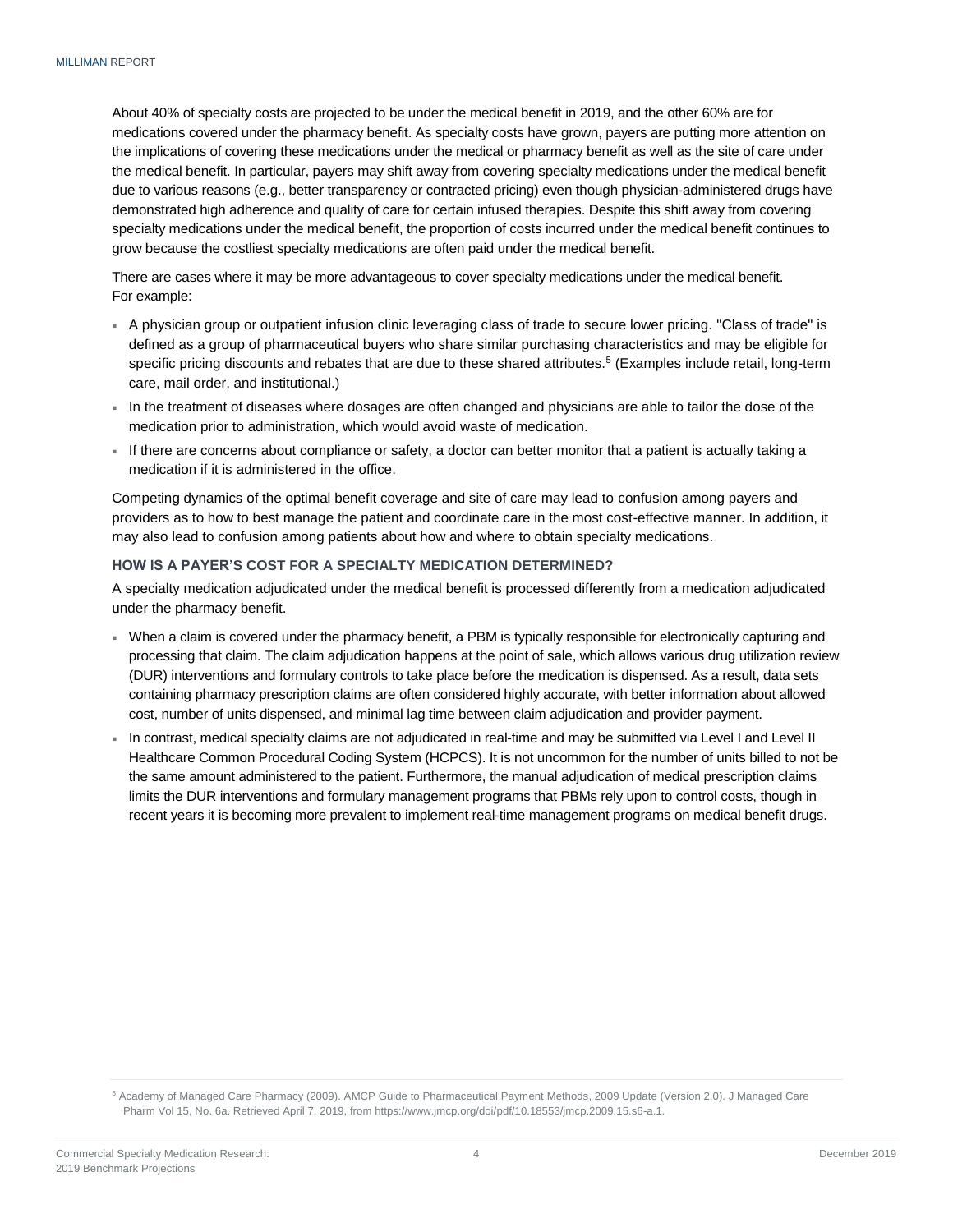About 40% of specialty costs are projected to be under the medical benefit in 2019, and the other 60% are for medications covered under the pharmacy benefit. As specialty costs have grown, payers are putting more attention on the implications of covering these medications under the medical or pharmacy benefit as well as the site of care under the medical benefit. In particular, payers may shift away from covering specialty medications under the medical benefit due to various reasons (e.g., better transparency or contracted pricing) even though physician-administered drugs have demonstrated high adherence and quality of care for certain infused therapies. Despite this shift away from covering specialty medications under the medical benefit, the proportion of costs incurred under the medical benefit continues to grow because the costliest specialty medications are often paid under the medical benefit.

There are cases where it may be more advantageous to cover specialty medications under the medical benefit. For example:

- A physician group or outpatient infusion clinic leveraging class of trade to secure lower pricing. "Class of trade" is defined as a group of pharmaceutical buyers who share similar purchasing characteristics and may be eligible for specific pricing discounts and rebates that are due to these shared attributes.[5] (Examples include retail, long-term care, mail order, and institutional.)
- In the treatment of diseases where dosages are often changed and physicians are able to tailor the dose of the medication prior to administration, which would avoid waste of medication.
- If there are concerns about compliance or safety, a doctor can better monitor that a patient is actually taking a medication if it is administered in the office.

Competing dynamics of the optimal benefit coverage and site of care may lead to confusion among payers and providers as to how to best manage the patient and coordinate care in the most cost-effective manner. In addition, it may also lead to confusion among patients about how and where to obtain specialty medications.

### HOW IS A PAYER'S COST FOR A SPECIALTY MEDICATION DETERMINED?

A specialty medication adjudicated under the medical benefit is processed differently from a medication adjudicated under the pharmacy benefit.

- When a claim is covered under the pharmacy benefit, a PBM is typically responsible for electronically capturing and processing that claim. The claim adjudication happens at the point of sale, which allows various drug utilization review (DUR) interventions and formulary controls to take place before the medication is dispensed. As a result, data sets containing pharmacy prescription claims are often considered highly accurate, with better information about allowed cost, number of units dispensed, and minimal lag time between claim adjudication and provider payment.
- In contrast, medical specialty claims are not adjudicated in real-time and may be submitted via Level I and Level II Healthcare Common Procedural Coding System (HCPCS). It is not uncommon for the number of units billed to not be the same amount administered to the patient. Furthermore, the manual adjudication of medical prescription claims limits the DUR interventions and formulary management programs that PBMs rely upon to control costs, though in recent years it is becoming more prevalent to implement real-time management programs on medical benefit drugs.

[5] Academy of Managed Care Pharmacy (2009). AMCP Guide to Pharmaceutical Payment Methods, 2009 Update (Version 2.0). J Managed Care Pharm Vol 15, No. 6a. Retrieved April 7, 2019, from https://www.jmcp.org/doi/pdf/10.18553/jmcp.2009.15.s6-a.1.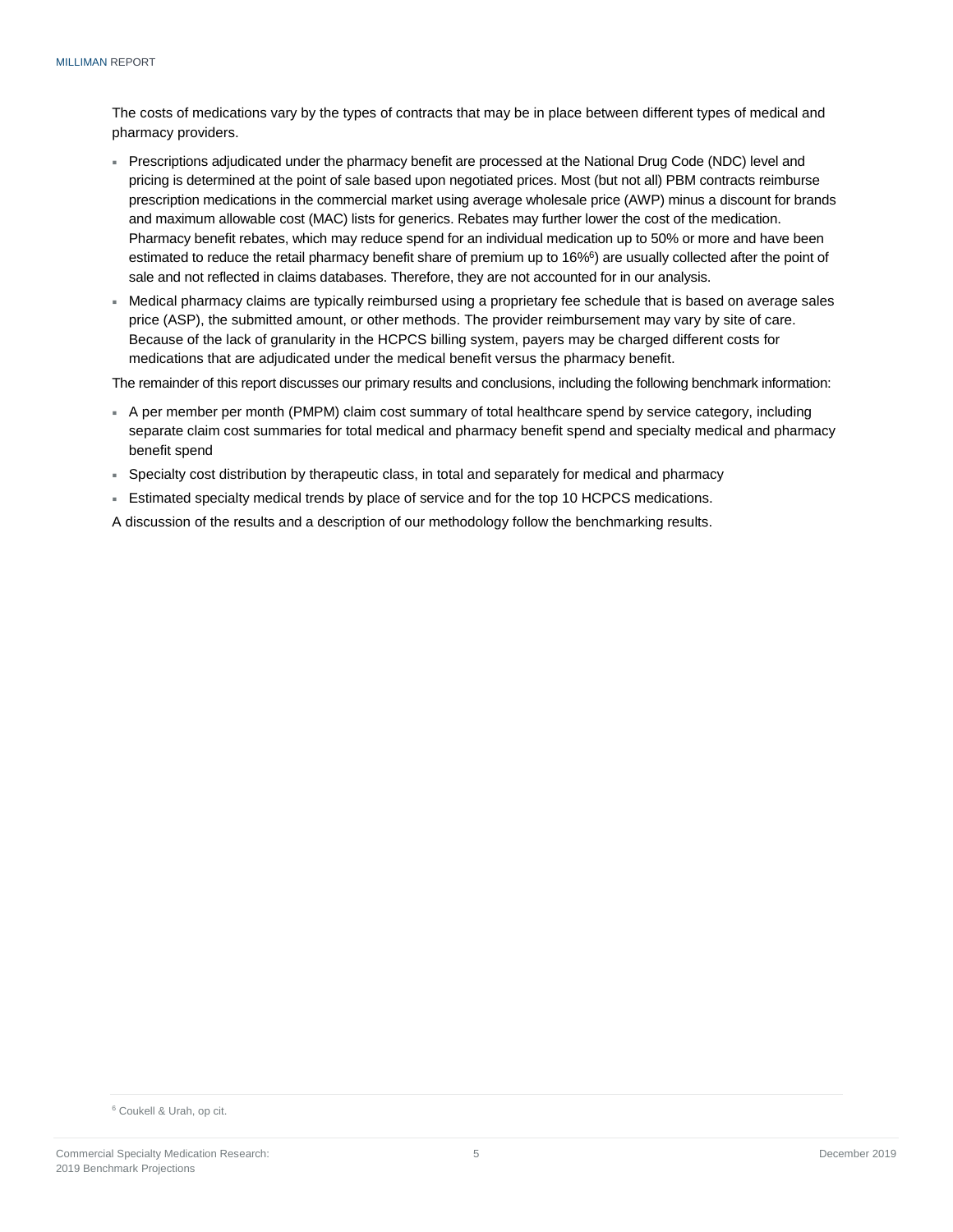The costs of medications vary by the types of contracts that may be in place between different types of medical and pharmacy providers.

- Prescriptions adjudicated under the pharmacy benefit are processed at the National Drug Code (NDC) level and pricing is determined at the point of sale based upon negotiated prices. Most (but not all) PBM contracts reimburse prescription medications in the commercial market using average wholesale price (AWP) minus a discount for brands and maximum allowable cost (MAC) lists for generics. Rebates may further lower the cost of the medication. Pharmacy benefit rebates, which may reduce spend for an individual medication up to 50% or more and have been estimated to reduce the retail pharmacy benefit share of premium up to 16%[6]) are usually collected after the point of sale and not reflected in claims databases. Therefore, they are not accounted for in our analysis.
- Medical pharmacy claims are typically reimbursed using a proprietary fee schedule that is based on average sales price (ASP), the submitted amount, or other methods. The provider reimbursement may vary by site of care. Because of the lack of granularity in the HCPCS billing system, payers may be charged different costs for medications that are adjudicated under the medical benefit versus the pharmacy benefit.

The remainder of this report discusses our primary results and conclusions, including the following benchmark information:

- A per member per month (PMPM) claim cost summary of total healthcare spend by service category, including separate claim cost summaries for total medical and pharmacy benefit spend and specialty medical and pharmacy benefit spend
- Specialty cost distribution by therapeutic class, in total and separately for medical and pharmacy
- Estimated specialty medical trends by place of service and for the top 10 HCPCS medications.

A discussion of the results and a description of our methodology follow the benchmarking results.

[6] Coukell & Urah, op cit.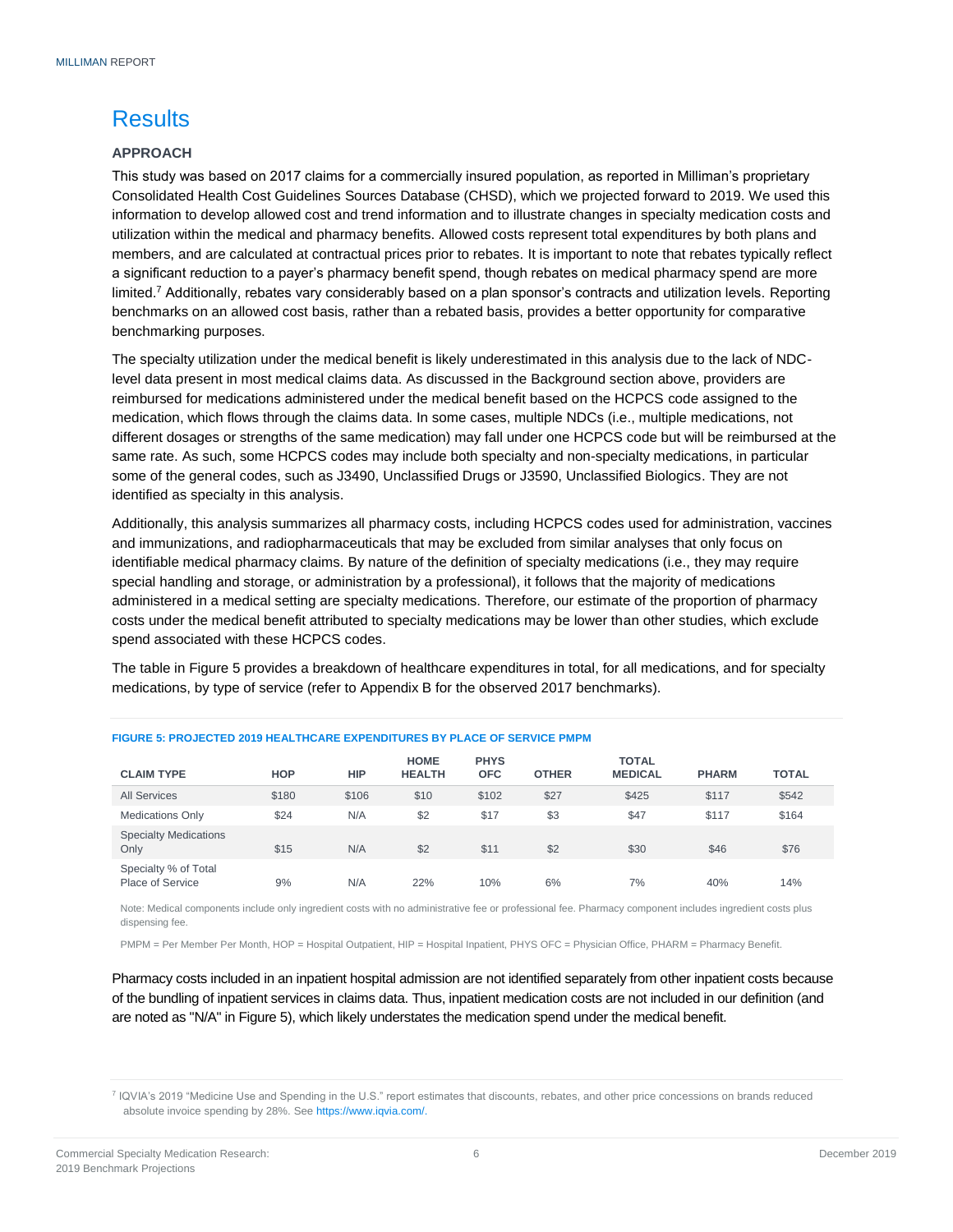# Results

### APPROACH

This study was based on 2017 claims for a commercially insured population, as reported in Milliman's proprietary Consolidated Health Cost Guidelines Sources Database (CHSD), which we projected forward to 2019. We used this information to develop allowed cost and trend information and to illustrate changes in specialty medication costs and utilization within the medical and pharmacy benefits. Allowed costs represent total expenditures by both plans and members, and are calculated at contractual prices prior to rebates. It is important to note that rebates typically reflect a significant reduction to a payer's pharmacy benefit spend, though rebates on medical pharmacy spend are more limited.[7] Additionally, rebates vary considerably based on a plan sponsor's contracts and utilization levels. Reporting benchmarks on an allowed cost basis, rather than a rebated basis, provides a better opportunity for comparative benchmarking purposes.

The specialty utilization under the medical benefit is likely underestimated in this analysis due to the lack of NDC-level data present in most medical claims data. As discussed in the Background section above, providers are reimbursed for medications administered under the medical benefit based on the HCPCS code assigned to the medication, which flows through the claims data. In some cases, multiple NDCs (i.e., multiple medications, not different dosages or strengths of the same medication) may fall under one HCPCS code but will be reimbursed at the same rate. As such, some HCPCS codes may include both specialty and non-specialty medications, in particular some of the general codes, such as J3490, Unclassified Drugs or J3590, Unclassified Biologics. They are not identified as specialty in this analysis.

Additionally, this analysis summarizes all pharmacy costs, including HCPCS codes used for administration, vaccines and immunizations, and radiopharmaceuticals that may be excluded from similar analyses that only focus on identifiable medical pharmacy claims. By nature of the definition of specialty medications (i.e., they may require special handling and storage, or administration by a professional), it follows that the majority of medications administered in a medical setting are specialty medications. Therefore, our estimate of the proportion of pharmacy costs under the medical benefit attributed to specialty medications may be lower than other studies, which exclude spend associated with these HCPCS codes.

The table in Figure 5 provides a breakdown of healthcare expenditures in total, for all medications, and for specialty medications, by type of service (refer to Appendix B for the observed 2017 benchmarks).

**FIGURE 5: PROJECTED 2019 HEALTHCARE EXPENDITURES BY PLACE OF SERVICE PMPM**

| CLAIM TYPE | HOP | HIP | HOME HEALTH | PHYS OFC | OTHER | TOTAL MEDICAL | PHARM | TOTAL |
|---|---|---|---|---|---|---|---|---|
| All Services | $180 | $106 | $10 | $102 | $27 | $425 | $117 | $542 |
| Medications Only | $24 | N/A | $2 | $17 | $3 | $47 | $117 | $164 |
| Specialty Medications Only | $15 | N/A | $2 | $11 | $2 | $30 | $46 | $76 |
| Specialty % of Total Place of Service | 9% | N/A | 22% | 10% | 6% | 7% | 40% | 14% |

Note: Medical components include only ingredient costs with no administrative fee or professional fee. Pharmacy component includes ingredient costs plus dispensing fee.

PMPM = Per Member Per Month, HOP = Hospital Outpatient, HIP = Hospital Inpatient, PHYS OFC = Physician Office, PHARM = Pharmacy Benefit.

Pharmacy costs included in an inpatient hospital admission are not identified separately from other inpatient costs because of the bundling of inpatient services in claims data. Thus, inpatient medication costs are not included in our definition (and are noted as "N/A" in Figure 5), which likely understates the medication spend under the medical benefit.

[7] IQVIA's 2019 "Medicine Use and Spending in the U.S." report estimates that discounts, rebates, and other price concessions on brands reduced absolute invoice spending by 28%. See https://www.iqvia.com/.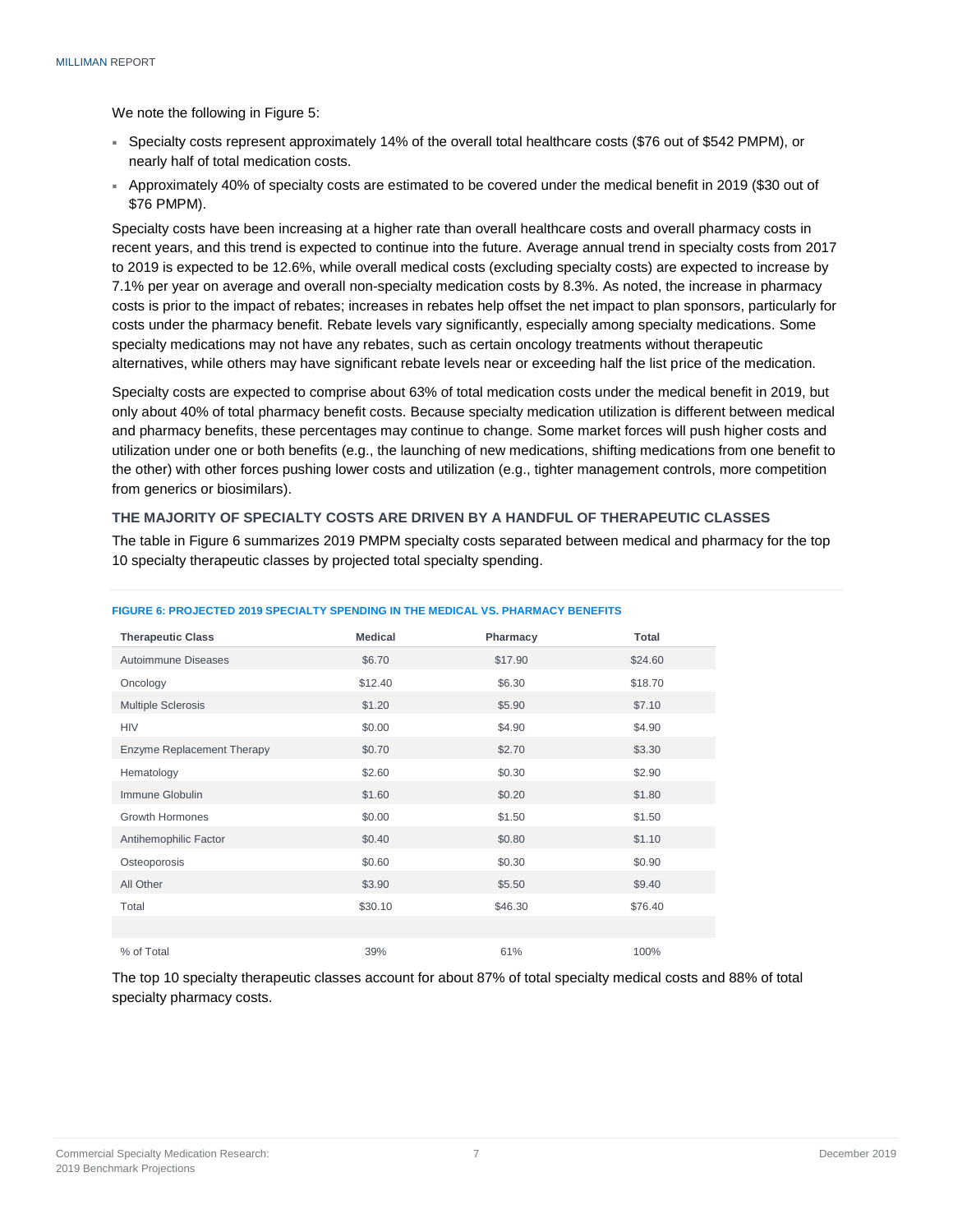We note the following in Figure 5:

- Specialty costs represent approximately 14% of the overall total healthcare costs ($76 out of $542 PMPM), or nearly half of total medication costs.
- Approximately 40% of specialty costs are estimated to be covered under the medical benefit in 2019 ($30 out of $76 PMPM).

Specialty costs have been increasing at a higher rate than overall healthcare costs and overall pharmacy costs in recent years, and this trend is expected to continue into the future. Average annual trend in specialty costs from 2017 to 2019 is expected to be 12.6%, while overall medical costs (excluding specialty costs) are expected to increase by 7.1% per year on average and overall non-specialty medication costs by 8.3%. As noted, the increase in pharmacy costs is prior to the impact of rebates; increases in rebates help offset the net impact to plan sponsors, particularly for costs under the pharmacy benefit. Rebate levels vary significantly, especially among specialty medications. Some specialty medications may not have any rebates, such as certain oncology treatments without therapeutic alternatives, while others may have significant rebate levels near or exceeding half the list price of the medication.

Specialty costs are expected to comprise about 63% of total medication costs under the medical benefit in 2019, but only about 40% of total pharmacy benefit costs. Because specialty medication utilization is different between medical and pharmacy benefits, these percentages may continue to change. Some market forces will push higher costs and utilization under one or both benefits (e.g., the launching of new medications, shifting medications from one benefit to the other) with other forces pushing lower costs and utilization (e.g., tighter management controls, more competition from generics or biosimilars).

### THE MAJORITY OF SPECIALTY COSTS ARE DRIVEN BY A HANDFUL OF THERAPEUTIC CLASSES

The table in Figure 6 summarizes 2019 PMPM specialty costs separated between medical and pharmacy for the top 10 specialty therapeutic classes by projected total specialty spending.

**FIGURE 6: PROJECTED 2019 SPECIALTY SPENDING IN THE MEDICAL VS. PHARMACY BENEFITS**

| Therapeutic Class | Medical | Pharmacy | Total |
|---|---|---|---|
| Autoimmune Diseases | $6.70 | $17.90 | $24.60 |
| Oncology | $12.40 | $6.30 | $18.70 |
| Multiple Sclerosis | $1.20 | $5.90 | $7.10 |
| HIV | $0.00 | $4.90 | $4.90 |
| Enzyme Replacement Therapy | $0.70 | $2.70 | $3.30 |
| Hematology | $2.60 | $0.30 | $2.90 |
| Immune Globulin | $1.60 | $0.20 | $1.80 |
| Growth Hormones | $0.00 | $1.50 | $1.50 |
| Antihemophilic Factor | $0.40 | $0.80 | $1.10 |
| Osteoporosis | $0.60 | $0.30 | $0.90 |
| All Other | $3.90 | $5.50 | $9.40 |
| Total | $30.10 | $46.30 | $76.40 |
| | | | |
| % of Total | 39% | 61% | 100% |

The top 10 specialty therapeutic classes account for about 87% of total specialty medical costs and 88% of total specialty pharmacy costs.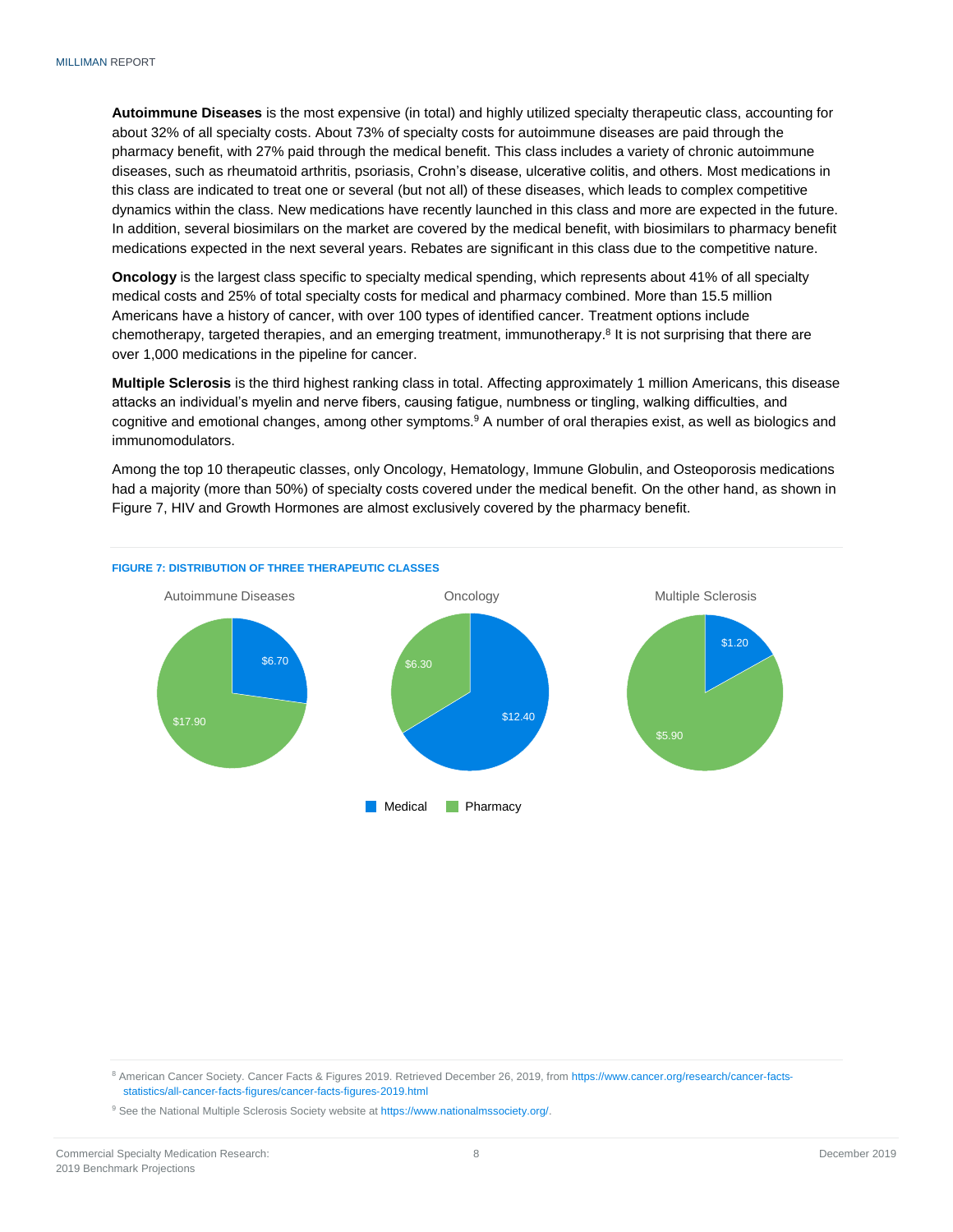**Autoimmune Diseases** is the most expensive (in total) and highly utilized specialty therapeutic class, accounting for about 32% of all specialty costs. About 73% of specialty costs for autoimmune diseases are paid through the pharmacy benefit, with 27% paid through the medical benefit. This class includes a variety of chronic autoimmune diseases, such as rheumatoid arthritis, psoriasis, Crohn's disease, ulcerative colitis, and others. Most medications in this class are indicated to treat one or several (but not all) of these diseases, which leads to complex competitive dynamics within the class. New medications have recently launched in this class and more are expected in the future. In addition, several biosimilars on the market are covered by the medical benefit, with biosimilars to pharmacy benefit medications expected in the next several years. Rebates are significant in this class due to the competitive nature.

**Oncology** is the largest class specific to specialty medical spending, which represents about 41% of all specialty medical costs and 25% of total specialty costs for medical and pharmacy combined. More than 15.5 million Americans have a history of cancer, with over 100 types of identified cancer. Treatment options include chemotherapy, targeted therapies, and an emerging treatment, immunotherapy.[8] It is not surprising that there are over 1,000 medications in the pipeline for cancer.

**Multiple Sclerosis** is the third highest ranking class in total. Affecting approximately 1 million Americans, this disease attacks an individual's myelin and nerve fibers, causing fatigue, numbness or tingling, walking difficulties, and cognitive and emotional changes, among other symptoms.[9] A number of oral therapies exist, as well as biologics and immunomodulators.

Among the top 10 therapeutic classes, only Oncology, Hematology, Immune Globulin, and Osteoporosis medications had a majority (more than 50%) of specialty costs covered under the medical benefit. On the other hand, as shown in Figure 7, HIV and Growth Hormones are almost exclusively covered by the pharmacy benefit.

**FIGURE 7: DISTRIBUTION OF THREE THERAPEUTIC CLASSES**

| | Medical | Pharmacy |
|---|---|---|
| Autoimmune Diseases | $6.70 | $17.90 |
| Oncology | $12.40 | $6.30 |
| Multiple Sclerosis | $1.20 | $5.90 |

[8] American Cancer Society. Cancer Facts & Figures 2019. Retrieved December 26, 2019, from https://www.cancer.org/research/cancer-facts-statistics/all-cancer-facts-figures/cancer-facts-figures-2019.html

[9] See the National Multiple Sclerosis Society website at https://www.nationalmssociety.org/.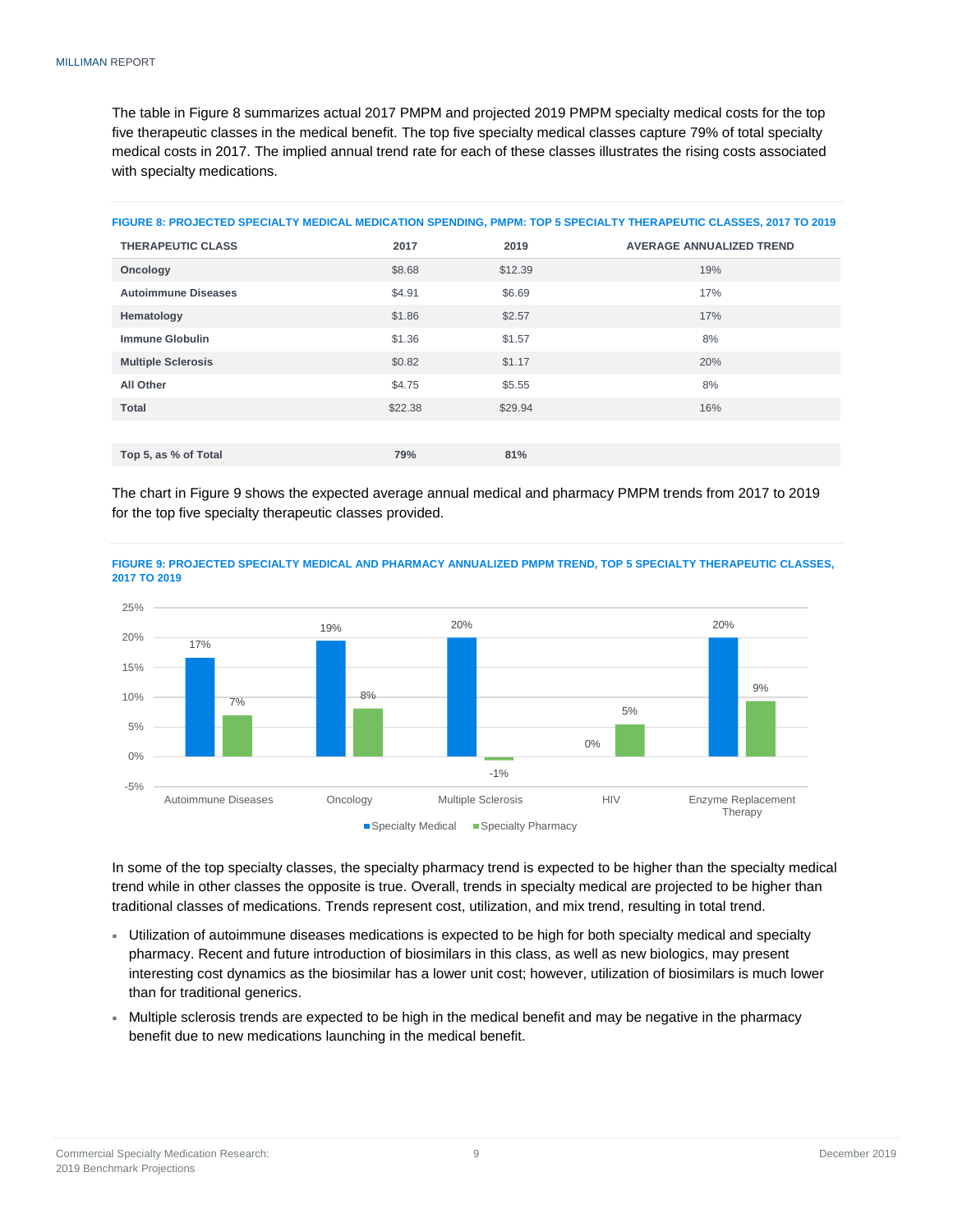The table in Figure 8 summarizes actual 2017 PMPM and projected 2019 PMPM specialty medical costs for the top five therapeutic classes in the medical benefit. The top five specialty medical classes capture 79% of total specialty medical costs in 2017. The implied annual trend rate for each of these classes illustrates the rising costs associated with specialty medications.

**FIGURE 8: PROJECTED SPECIALTY MEDICAL MEDICATION SPENDING, PMPM: TOP 5 SPECIALTY THERAPEUTIC CLASSES, 2017 TO 2019**

| THERAPEUTIC CLASS | 2017 | 2019 | AVERAGE ANNUALIZED TREND |
|---|---|---|---|
| Oncology | $8.68 | $12.39 | 19% |
| Autoimmune Diseases | $4.91 | $6.69 | 17% |
| Hematology | $1.86 | $2.57 | 17% |
| Immune Globulin | $1.36 | $1.57 | 8% |
| Multiple Sclerosis | $0.82 | $1.17 | 20% |
| All Other | $4.75 | $5.55 | 8% |
| Total | $22.38 | $29.94 | 16% |
| | | | |
| Top 5, as % of Total | 79% | 81% | |

The chart in Figure 9 shows the expected average annual medical and pharmacy PMPM trends from 2017 to 2019 for the top five specialty therapeutic classes provided.

**FIGURE 9: PROJECTED SPECIALTY MEDICAL AND PHARMACY ANNUALIZED PMPM TREND, TOP 5 SPECIALTY THERAPEUTIC CLASSES, 2017 TO 2019**

| Therapeutic Class | Specialty Medical | Specialty Pharmacy |
|---|---|---|
| Autoimmune Diseases | 17% | 7% |
| Oncology | 19% | 8% |
| Multiple Sclerosis | 20% | -1% |
| HIV | 0% | 5% |
| Enzyme Replacement Therapy | 20% | 9% |

In some of the top specialty classes, the specialty pharmacy trend is expected to be higher than the specialty medical trend while in other classes the opposite is true. Overall, trends in specialty medical are projected to be higher than traditional classes of medications. Trends represent cost, utilization, and mix trend, resulting in total trend.

- Utilization of autoimmune diseases medications is expected to be high for both specialty medical and specialty pharmacy. Recent and future introduction of biosimilars in this class, as well as new biologics, may present interesting cost dynamics as the biosimilar has a lower unit cost; however, utilization of biosimilars is much lower than for traditional generics.
- Multiple sclerosis trends are expected to be high in the medical benefit and may be negative in the pharmacy benefit due to new medications launching in the medical benefit.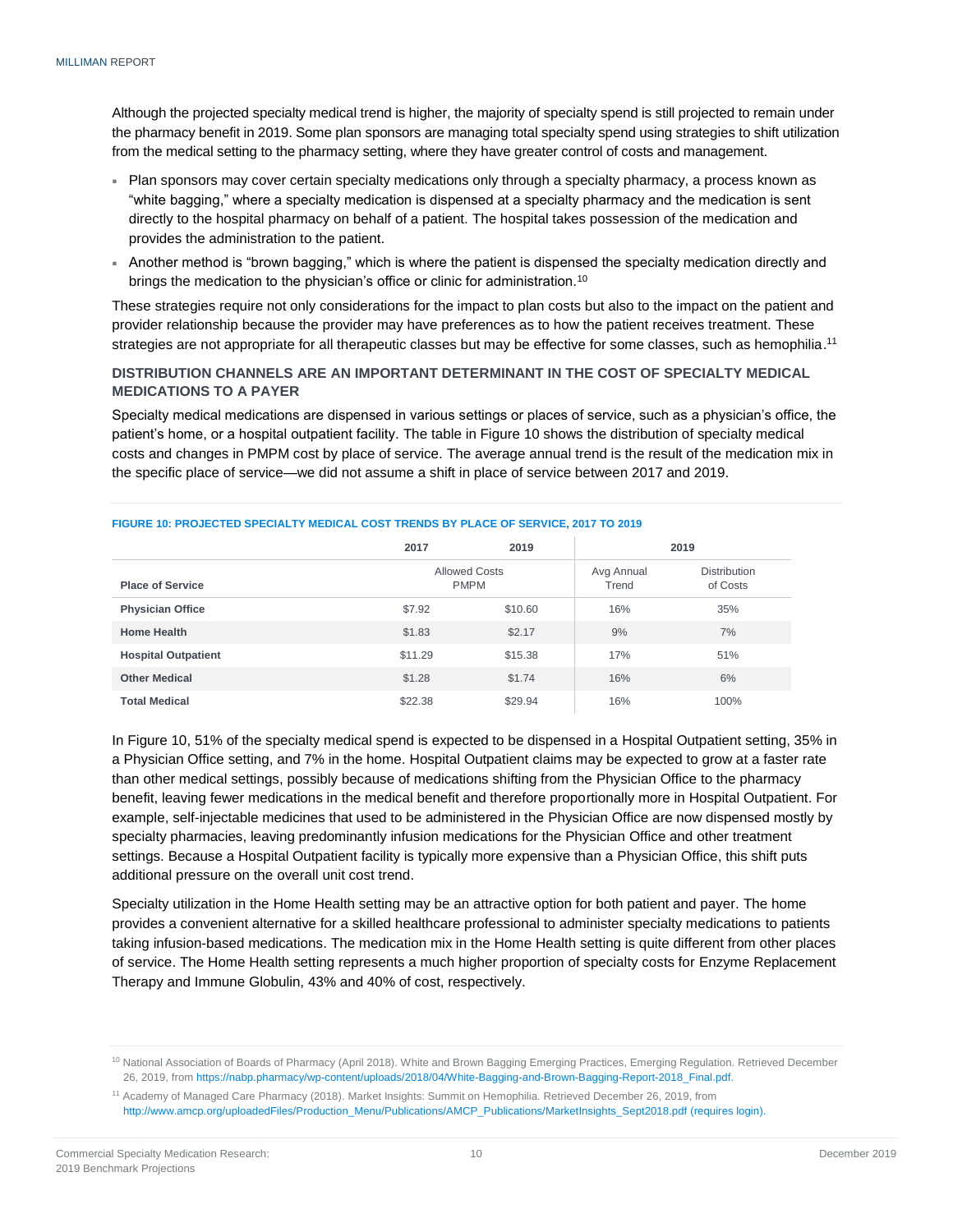Although the projected specialty medical trend is higher, the majority of specialty spend is still projected to remain under the pharmacy benefit in 2019. Some plan sponsors are managing total specialty spend using strategies to shift utilization from the medical setting to the pharmacy setting, where they have greater control of costs and management.

- Plan sponsors may cover certain specialty medications only through a specialty pharmacy, a process known as "white bagging," where a specialty medication is dispensed at a specialty pharmacy and the medication is sent directly to the hospital pharmacy on behalf of a patient. The hospital takes possession of the medication and provides the administration to the patient.
- Another method is "brown bagging," which is where the patient is dispensed the specialty medication directly and brings the medication to the physician's office or clinic for administration.[10]

These strategies require not only considerations for the impact to plan costs but also to the impact on the patient and provider relationship because the provider may have preferences as to how the patient receives treatment. These strategies are not appropriate for all therapeutic classes but may be effective for some classes, such as hemophilia.[11]

## DISTRIBUTION CHANNELS ARE AN IMPORTANT DETERMINANT IN THE COST OF SPECIALTY MEDICAL MEDICATIONS TO A PAYER

Specialty medical medications are dispensed in various settings or places of service, such as a physician's office, the patient's home, or a hospital outpatient facility. The table in Figure 10 shows the distribution of specialty medical costs and changes in PMPM cost by place of service. The average annual trend is the result of the medication mix in the specific place of service—we did not assume a shift in place of service between 2017 and 2019.

**FIGURE 10: PROJECTED SPECIALTY MEDICAL COST TRENDS BY PLACE OF SERVICE, 2017 TO 2019**

| | 2017 | 2019 | 2019 | |
|---|---|---|---|---|
| **Place of Service** | Allowed Costs PMPM | | Avg Annual Trend | Distribution of Costs |
| **Physician Office** | $7.92 | $10.60 | 16% | 35% |
| **Home Health** | $1.83 | $2.17 | 9% | 7% |
| **Hospital Outpatient** | $11.29 | $15.38 | 17% | 51% |
| **Other Medical** | $1.28 | $1.74 | 16% | 6% |
| **Total Medical** | $22.38 | $29.94 | 16% | 100% |

In Figure 10, 51% of the specialty medical spend is expected to be dispensed in a Hospital Outpatient setting, 35% in a Physician Office setting, and 7% in the home. Hospital Outpatient claims may be expected to grow at a faster rate than other medical settings, possibly because of medications shifting from the Physician Office to the pharmacy benefit, leaving fewer medications in the medical benefit and therefore proportionally more in Hospital Outpatient. For example, self-injectable medicines that used to be administered in the Physician Office are now dispensed mostly by specialty pharmacies, leaving predominantly infusion medications for the Physician Office and other treatment settings. Because a Hospital Outpatient facility is typically more expensive than a Physician Office, this shift puts additional pressure on the overall unit cost trend.

Specialty utilization in the Home Health setting may be an attractive option for both patient and payer. The home provides a convenient alternative for a skilled healthcare professional to administer specialty medications to patients taking infusion-based medications. The medication mix in the Home Health setting is quite different from other places of service. The Home Health setting represents a much higher proportion of specialty costs for Enzyme Replacement Therapy and Immune Globulin, 43% and 40% of cost, respectively.

[10] National Association of Boards of Pharmacy (April 2018). White and Brown Bagging Emerging Practices, Emerging Regulation. Retrieved December 26, 2019, from https://nabp.pharmacy/wp-content/uploads/2018/04/White-Bagging-and-Brown-Bagging-Report-2018_Final.pdf.

[11] Academy of Managed Care Pharmacy (2018). Market Insights: Summit on Hemophilia. Retrieved December 26, 2019, from http://www.amcp.org/uploadedFiles/Production_Menu/Publications/AMCP_Publications/MarketInsights_Sept2018.pdf (requires login).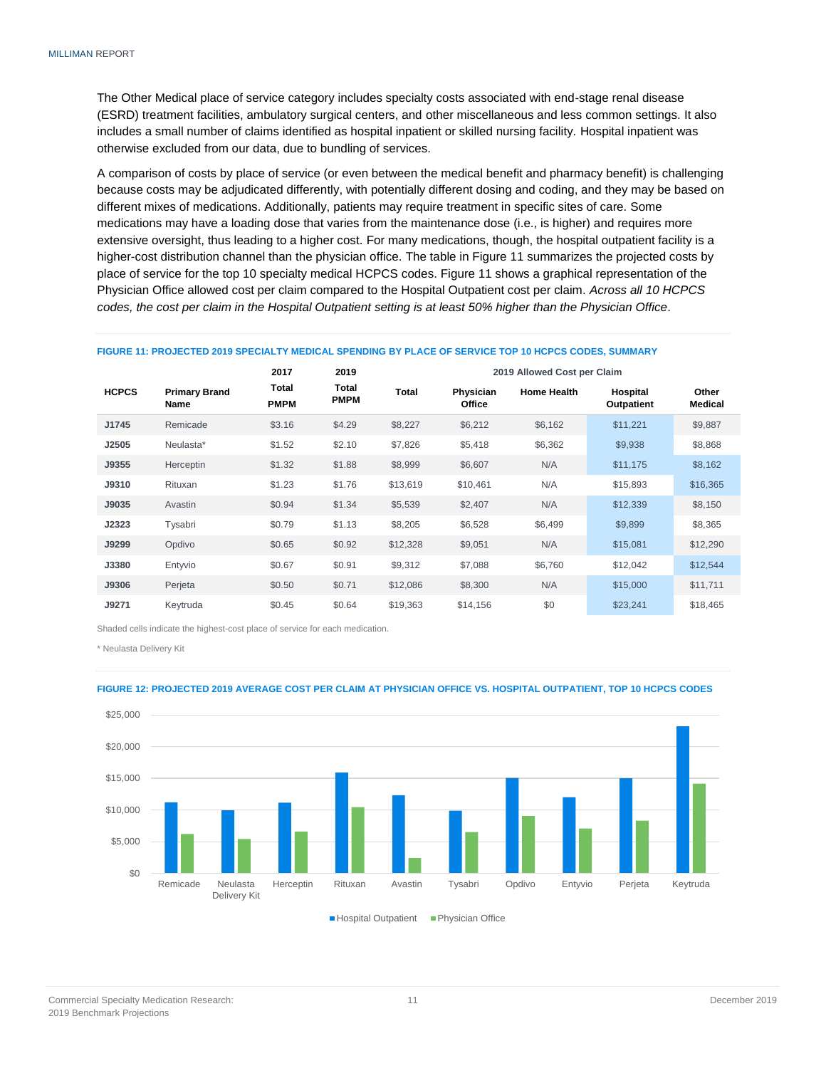The Other Medical place of service category includes specialty costs associated with end-stage renal disease (ESRD) treatment facilities, ambulatory surgical centers, and other miscellaneous and less common settings. It also includes a small number of claims identified as hospital inpatient or skilled nursing facility. Hospital inpatient was otherwise excluded from our data, due to bundling of services.

A comparison of costs by place of service (or even between the medical benefit and pharmacy benefit) is challenging because costs may be adjudicated differently, with potentially different dosing and coding, and they may be based on different mixes of medications. Additionally, patients may require treatment in specific sites of care. Some medications may have a loading dose that varies from the maintenance dose (i.e., is higher) and requires more extensive oversight, thus leading to a higher cost. For many medications, though, the hospital outpatient facility is a higher-cost distribution channel than the physician office. The table in Figure 11 summarizes the projected costs by place of service for the top 10 specialty medical HCPCS codes. Figure 11 shows a graphical representation of the Physician Office allowed cost per claim compared to the Hospital Outpatient cost per claim. *Across all 10 HCPCS codes, the cost per claim in the Hospital Outpatient setting is at least 50% higher than the Physician Office*.

**FIGURE 11: PROJECTED 2019 SPECIALTY MEDICAL SPENDING BY PLACE OF SERVICE TOP 10 HCPCS CODES, SUMMARY**

| HCPCS | Primary Brand Name | 2017 Total PMPM | 2019 Total PMPM | 2019 Allowed Cost per Claim: Total | Physician Office | Home Health | Hospital Outpatient | Other Medical |
|---|---|---|---|---|---|---|---|---|
| J1745 | Remicade | $3.16 | $4.29 | $8,227 | $6,212 | $6,162 | $11,221 | $9,887 |
| J2505 | Neulasta* | $1.52 | $2.10 | $7,826 | $5,418 | $6,362 | $9,938 | $8,868 |
| J9355 | Herceptin | $1.32 | $1.88 | $8,999 | $6,607 | N/A | $11,175 | $8,162 |
| J9310 | Rituxan | $1.23 | $1.76 | $13,619 | $10,461 | N/A | $15,893 | $16,365 |
| J9035 | Avastin | $0.94 | $1.34 | $5,539 | $2,407 | N/A | $12,339 | $8,150 |
| J2323 | Tysabri | $0.79 | $1.13 | $8,205 | $6,528 | $6,499 | $9,899 | $8,365 |
| J9299 | Opdivo | $0.65 | $0.92 | $12,328 | $9,051 | N/A | $15,081 | $12,290 |
| J3380 | Entyvio | $0.67 | $0.91 | $9,312 | $7,088 | $6,760 | $12,042 | $12,544 |
| J9306 | Perjeta | $0.50 | $0.71 | $12,086 | $8,300 | N/A | $15,000 | $11,711 |
| J9271 | Keytruda | $0.45 | $0.64 | $19,363 | $14,156 | $0 | $23,241 | $18,465 |

Shaded cells indicate the highest-cost place of service for each medication.

* Neulasta Delivery Kit

**FIGURE 12: PROJECTED 2019 AVERAGE COST PER CLAIM AT PHYSICIAN OFFICE VS. HOSPITAL OUTPATIENT, TOP 10 HCPCS CODES**

| | Hospital Outpatient | Physician Office |
|---|---|---|
| Remicade | $11,221 | $6,212 |
| Neulasta Delivery Kit | $9,938 | $5,418 |
| Herceptin | $11,175 | $6,607 |
| Rituxan | $15,893 | $10,461 |
| Avastin | $12,339 | $2,407 |
| Tysabri | $9,899 | $6,528 |
| Opdivo | $15,081 | $9,051 |
| Entyvio | $12,042 | $7,088 |
| Perjeta | $15,000 | $8,300 |
| Keytruda | $23,241 | $14,156 |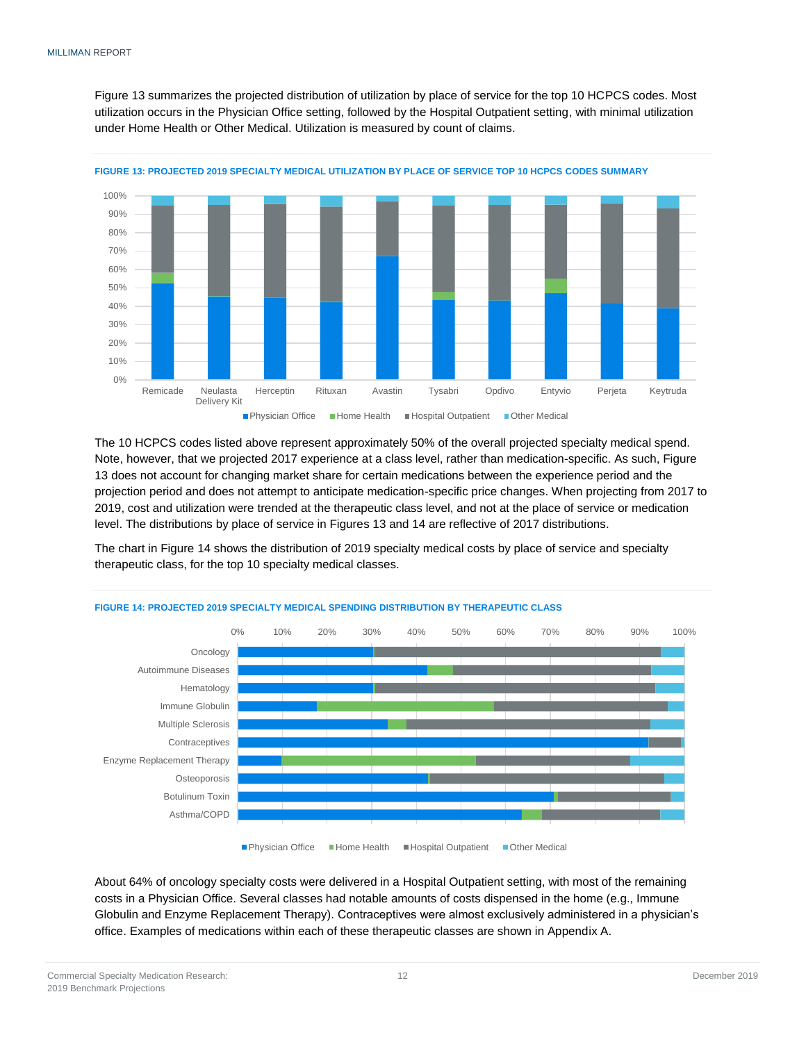Figure 13 summarizes the projected distribution of utilization by place of service for the top 10 HCPCS codes. Most utilization occurs in the Physician Office setting, followed by the Hospital Outpatient setting, with minimal utilization under Home Health or Other Medical. Utilization is measured by count of claims.

**FIGURE 13: PROJECTED 2019 SPECIALTY MEDICAL UTILIZATION BY PLACE OF SERVICE TOP 10 HCPCS CODES SUMMARY**

The 10 HCPCS codes listed above represent approximately 50% of the overall projected specialty medical spend. Note, however, that we projected 2017 experience at a class level, rather than medication-specific. As such, Figure 13 does not account for changing market share for certain medications between the experience period and the projection period and does not attempt to anticipate medication-specific price changes. When projecting from 2017 to 2019, cost and utilization were trended at the therapeutic class level, and not at the place of service or medication level. The distributions by place of service in Figures 13 and 14 are reflective of 2017 distributions.

The chart in Figure 14 shows the distribution of 2019 specialty medical costs by place of service and specialty therapeutic class, for the top 10 specialty medical classes.

**FIGURE 14: PROJECTED 2019 SPECIALTY MEDICAL SPENDING DISTRIBUTION BY THERAPEUTIC CLASS**

About 64% of oncology specialty costs were delivered in a Hospital Outpatient setting, with most of the remaining costs in a Physician Office. Several classes had notable amounts of costs dispensed in the home (e.g., Immune Globulin and Enzyme Replacement Therapy). Contraceptives were almost exclusively administered in a physician's office. Examples of medications within each of these therapeutic classes are shown in Appendix A.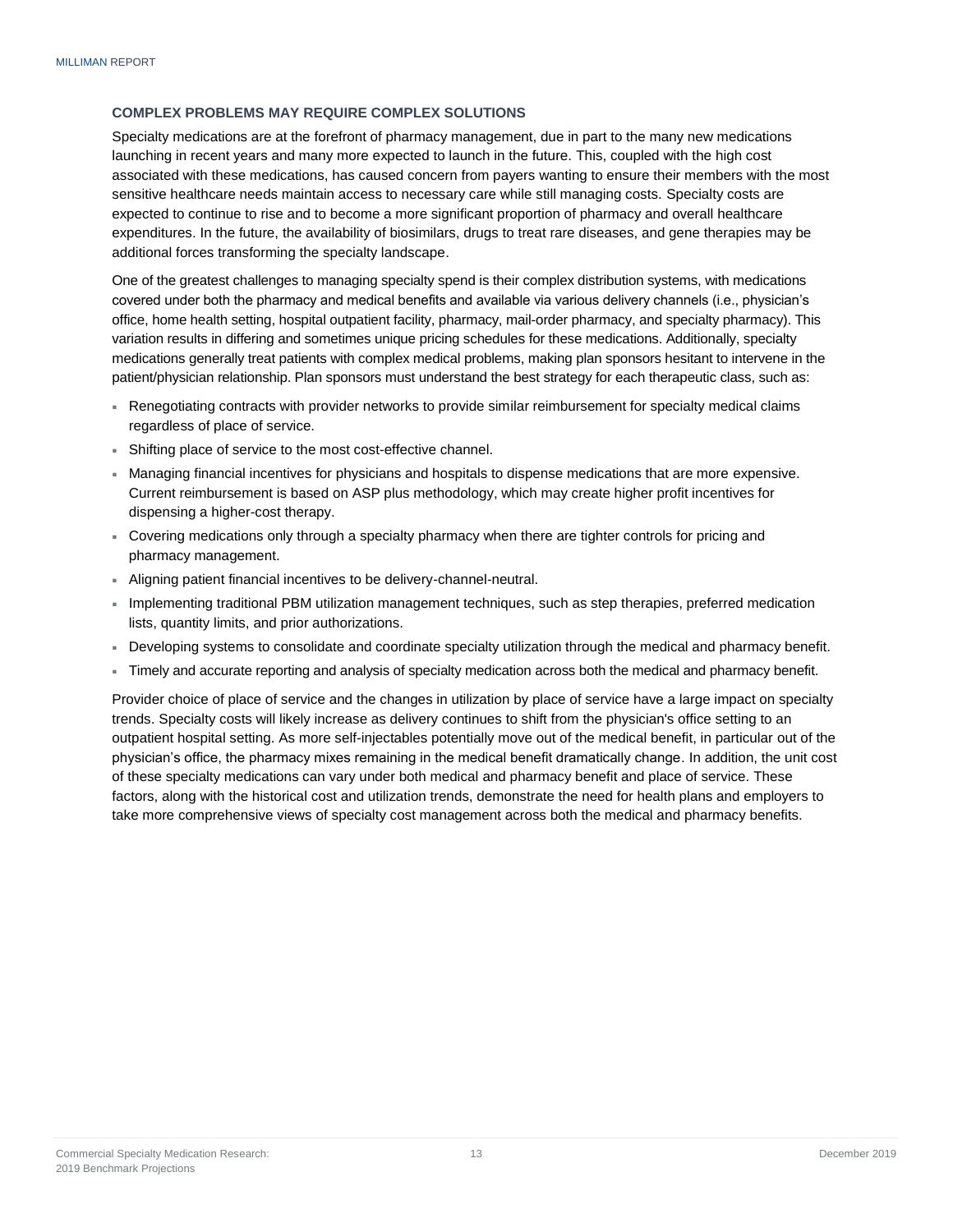### COMPLEX PROBLEMS MAY REQUIRE COMPLEX SOLUTIONS

Specialty medications are at the forefront of pharmacy management, due in part to the many new medications launching in recent years and many more expected to launch in the future. This, coupled with the high cost associated with these medications, has caused concern from payers wanting to ensure their members with the most sensitive healthcare needs maintain access to necessary care while still managing costs. Specialty costs are expected to continue to rise and to become a more significant proportion of pharmacy and overall healthcare expenditures. In the future, the availability of biosimilars, drugs to treat rare diseases, and gene therapies may be additional forces transforming the specialty landscape.

One of the greatest challenges to managing specialty spend is their complex distribution systems, with medications covered under both the pharmacy and medical benefits and available via various delivery channels (i.e., physician's office, home health setting, hospital outpatient facility, pharmacy, mail-order pharmacy, and specialty pharmacy). This variation results in differing and sometimes unique pricing schedules for these medications. Additionally, specialty medications generally treat patients with complex medical problems, making plan sponsors hesitant to intervene in the patient/physician relationship. Plan sponsors must understand the best strategy for each therapeutic class, such as:

- Renegotiating contracts with provider networks to provide similar reimbursement for specialty medical claims regardless of place of service.
- Shifting place of service to the most cost-effective channel.
- Managing financial incentives for physicians and hospitals to dispense medications that are more expensive. Current reimbursement is based on ASP plus methodology, which may create higher profit incentives for dispensing a higher-cost therapy.
- Covering medications only through a specialty pharmacy when there are tighter controls for pricing and pharmacy management.
- Aligning patient financial incentives to be delivery-channel-neutral.
- Implementing traditional PBM utilization management techniques, such as step therapies, preferred medication lists, quantity limits, and prior authorizations.
- Developing systems to consolidate and coordinate specialty utilization through the medical and pharmacy benefit.
- Timely and accurate reporting and analysis of specialty medication across both the medical and pharmacy benefit.

Provider choice of place of service and the changes in utilization by place of service have a large impact on specialty trends. Specialty costs will likely increase as delivery continues to shift from the physician's office setting to an outpatient hospital setting. As more self-injectables potentially move out of the medical benefit, in particular out of the physician's office, the pharmacy mixes remaining in the medical benefit dramatically change. In addition, the unit cost of these specialty medications can vary under both medical and pharmacy benefit and place of service. These factors, along with the historical cost and utilization trends, demonstrate the need for health plans and employers to take more comprehensive views of specialty cost management across both the medical and pharmacy benefits.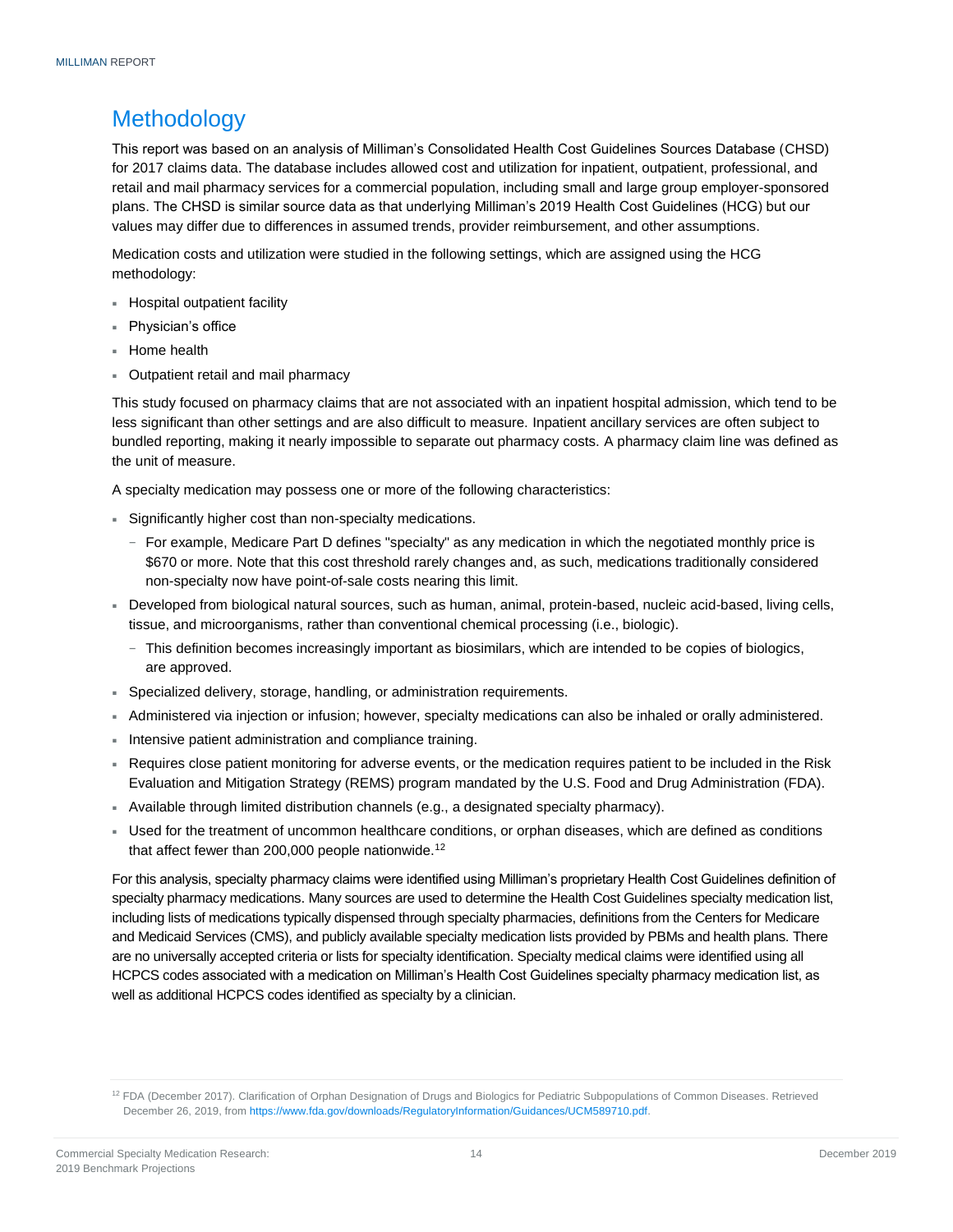# Methodology

This report was based on an analysis of Milliman's Consolidated Health Cost Guidelines Sources Database (CHSD) for 2017 claims data. The database includes allowed cost and utilization for inpatient, outpatient, professional, and retail and mail pharmacy services for a commercial population, including small and large group employer-sponsored plans. The CHSD is similar source data as that underlying Milliman's 2019 Health Cost Guidelines (HCG) but our values may differ due to differences in assumed trends, provider reimbursement, and other assumptions.

Medication costs and utilization were studied in the following settings, which are assigned using the HCG methodology:

- Hospital outpatient facility
- Physician's office
- Home health
- Outpatient retail and mail pharmacy

This study focused on pharmacy claims that are not associated with an inpatient hospital admission, which tend to be less significant than other settings and are also difficult to measure. Inpatient ancillary services are often subject to bundled reporting, making it nearly impossible to separate out pharmacy costs. A pharmacy claim line was defined as the unit of measure.

A specialty medication may possess one or more of the following characteristics:

- Significantly higher cost than non-specialty medications.
  - For example, Medicare Part D defines "specialty" as any medication in which the negotiated monthly price is $670 or more. Note that this cost threshold rarely changes and, as such, medications traditionally considered non-specialty now have point-of-sale costs nearing this limit.
- Developed from biological natural sources, such as human, animal, protein-based, nucleic acid-based, living cells, tissue, and microorganisms, rather than conventional chemical processing (i.e., biologic).
  - This definition becomes increasingly important as biosimilars, which are intended to be copies of biologics, are approved.
- Specialized delivery, storage, handling, or administration requirements.
- Administered via injection or infusion; however, specialty medications can also be inhaled or orally administered.
- Intensive patient administration and compliance training.
- Requires close patient monitoring for adverse events, or the medication requires patient to be included in the Risk Evaluation and Mitigation Strategy (REMS) program mandated by the U.S. Food and Drug Administration (FDA).
- Available through limited distribution channels (e.g., a designated specialty pharmacy).
- Used for the treatment of uncommon healthcare conditions, or orphan diseases, which are defined as conditions that affect fewer than 200,000 people nationwide.[12]

For this analysis, specialty pharmacy claims were identified using Milliman's proprietary Health Cost Guidelines definition of specialty pharmacy medications. Many sources are used to determine the Health Cost Guidelines specialty medication list, including lists of medications typically dispensed through specialty pharmacies, definitions from the Centers for Medicare and Medicaid Services (CMS), and publicly available specialty medication lists provided by PBMs and health plans. There are no universally accepted criteria or lists for specialty identification. Specialty medical claims were identified using all HCPCS codes associated with a medication on Milliman's Health Cost Guidelines specialty pharmacy medication list, as well as additional HCPCS codes identified as specialty by a clinician.

[12] FDA (December 2017). Clarification of Orphan Designation of Drugs and Biologics for Pediatric Subpopulations of Common Diseases. Retrieved December 26, 2019, from https://www.fda.gov/downloads/RegulatoryInformation/Guidances/UCM589710.pdf.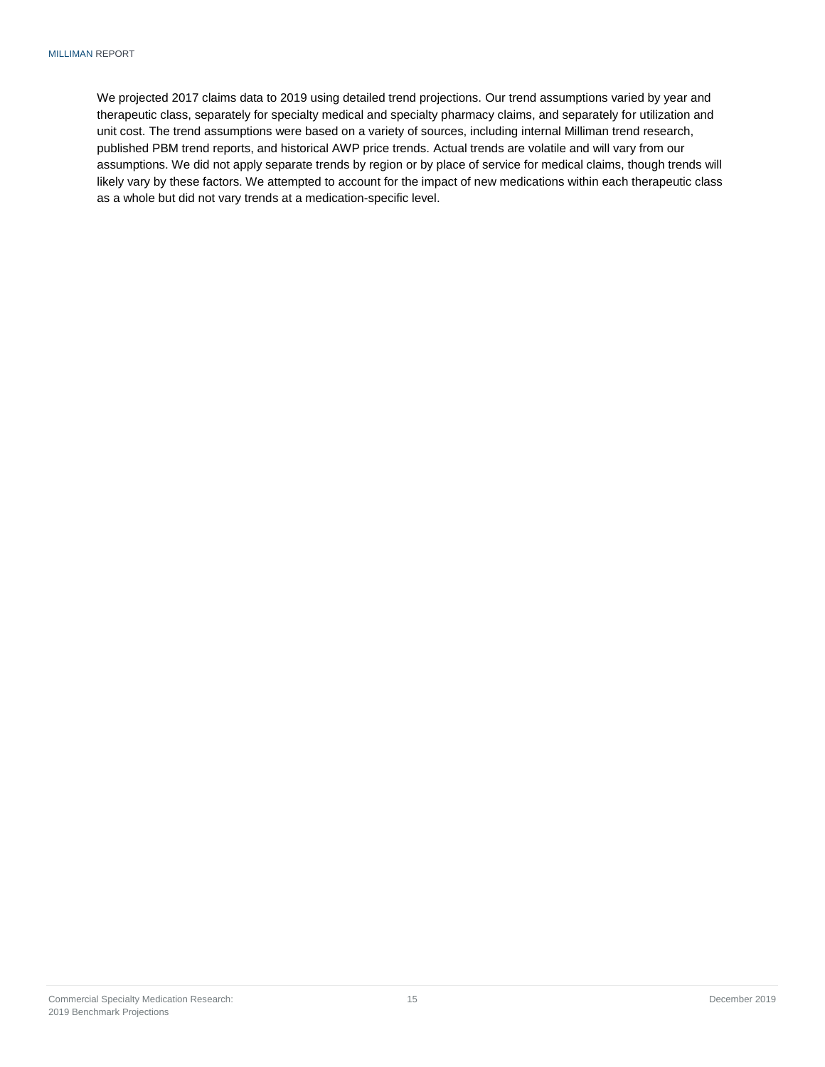We projected 2017 claims data to 2019 using detailed trend projections. Our trend assumptions varied by year and therapeutic class, separately for specialty medical and specialty pharmacy claims, and separately for utilization and unit cost. The trend assumptions were based on a variety of sources, including internal Milliman trend research, published PBM trend reports, and historical AWP price trends. Actual trends are volatile and will vary from our assumptions. We did not apply separate trends by region or by place of service for medical claims, though trends will likely vary by these factors. We attempted to account for the impact of new medications within each therapeutic class as a whole but did not vary trends at a medication-specific level.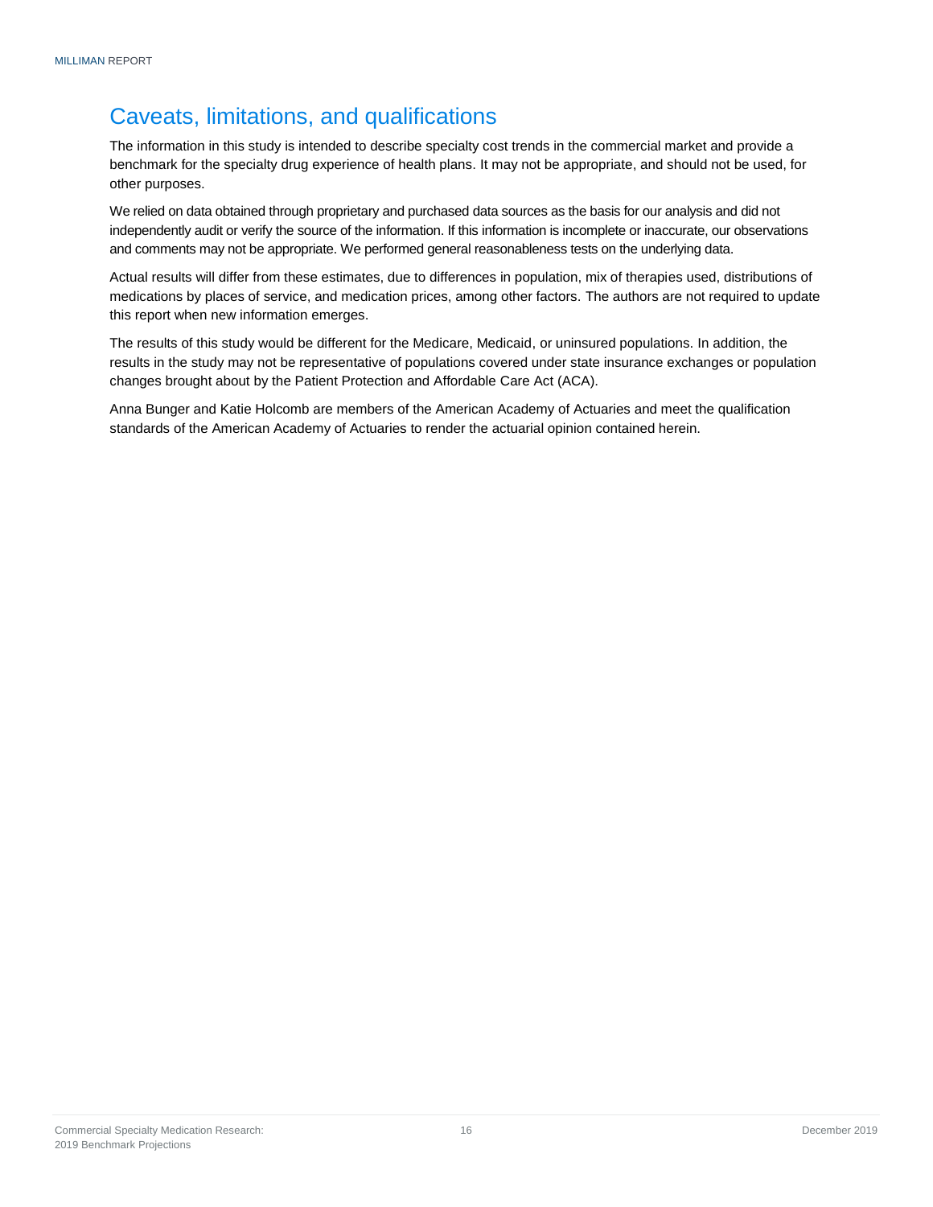## Caveats, limitations, and qualifications

The information in this study is intended to describe specialty cost trends in the commercial market and provide a benchmark for the specialty drug experience of health plans. It may not be appropriate, and should not be used, for other purposes.

We relied on data obtained through proprietary and purchased data sources as the basis for our analysis and did not independently audit or verify the source of the information. If this information is incomplete or inaccurate, our observations and comments may not be appropriate. We performed general reasonableness tests on the underlying data.

Actual results will differ from these estimates, due to differences in population, mix of therapies used, distributions of medications by places of service, and medication prices, among other factors. The authors are not required to update this report when new information emerges.

The results of this study would be different for the Medicare, Medicaid, or uninsured populations. In addition, the results in the study may not be representative of populations covered under state insurance exchanges or population changes brought about by the Patient Protection and Affordable Care Act (ACA).

Anna Bunger and Katie Holcomb are members of the American Academy of Actuaries and meet the qualification standards of the American Academy of Actuaries to render the actuarial opinion contained herein.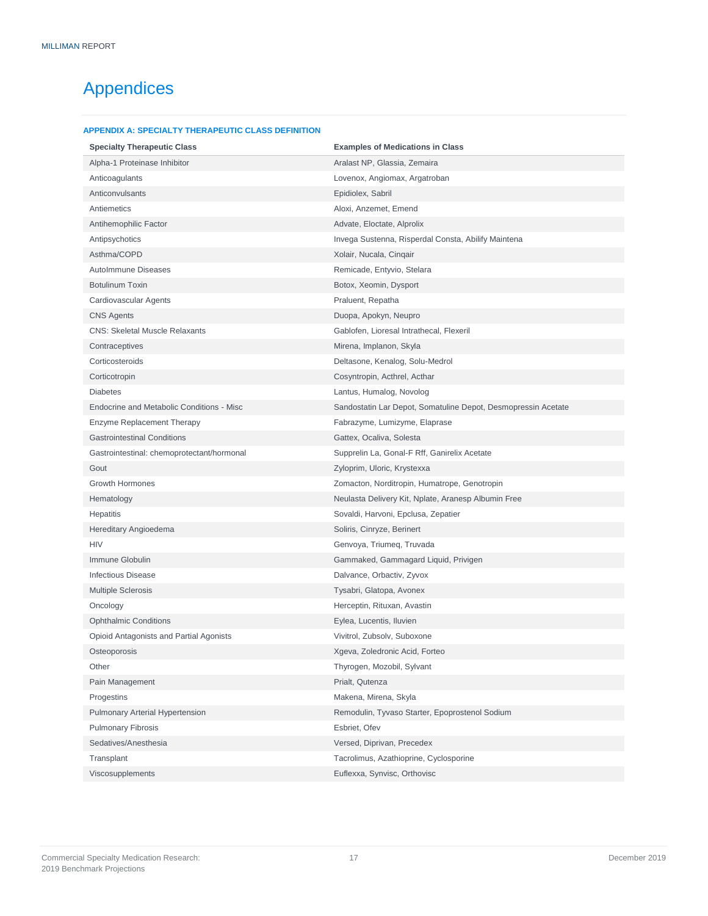# Appendices

### APPENDIX A: SPECIALTY THERAPEUTIC CLASS DEFINITION

| Specialty Therapeutic Class | Examples of Medications in Class |
|---|---|
| Alpha-1 Proteinase Inhibitor | Aralast NP, Glassia, Zemaira |
| Anticoagulants | Lovenox, Angiomax, Argatroban |
| Anticonvulsants | Epidiolex, Sabril |
| Antiemetics | Aloxi, Anzemet, Emend |
| Antihemophilic Factor | Advate, Eloctate, Alprolix |
| Antipsychotics | Invega Sustenna, Risperdal Consta, Abilify Maintena |
| Asthma/COPD | Xolair, Nucala, Cinqair |
| AutoImmune Diseases | Remicade, Entyvio, Stelara |
| Botulinum Toxin | Botox, Xeomin, Dysport |
| Cardiovascular Agents | Praluent, Repatha |
| CNS Agents | Duopa, Apokyn, Neupro |
| CNS: Skeletal Muscle Relaxants | Gablofen, Lioresal Intrathecal, Flexeril |
| Contraceptives | Mirena, Implanon, Skyla |
| Corticosteroids | Deltasone, Kenalog, Solu-Medrol |
| Corticotropin | Cosyntropin, Acthrel, Acthar |
| Diabetes | Lantus, Humalog, Novolog |
| Endocrine and Metabolic Conditions - Misc | Sandostatin Lar Depot, Somatuline Depot, Desmopressin Acetate |
| Enzyme Replacement Therapy | Fabrazyme, Lumizyme, Elaprase |
| Gastrointestinal Conditions | Gattex, Ocaliva, Solesta |
| Gastrointestinal: chemoprotectant/hormonal | Supprelin La, Gonal-F Rff, Ganirelix Acetate |
| Gout | Zyloprim, Uloric, Krystexxa |
| Growth Hormones | Zomacton, Norditropin, Humatrope, Genotropin |
| Hematology | Neulasta Delivery Kit, Nplate, Aranesp Albumin Free |
| Hepatitis | Sovaldi, Harvoni, Epclusa, Zepatier |
| Hereditary Angioedema | Soliris, Cinryze, Berinert |
| HIV | Genvoya, Triumeq, Truvada |
| Immune Globulin | Gammaked, Gammagard Liquid, Privigen |
| Infectious Disease | Dalvance, Orbactiv, Zyvox |
| Multiple Sclerosis | Tysabri, Glatopa, Avonex |
| Oncology | Herceptin, Rituxan, Avastin |
| Ophthalmic Conditions | Eylea, Lucentis, Iluvien |
| Opioid Antagonists and Partial Agonists | Vivitrol, Zubsolv, Suboxone |
| Osteoporosis | Xgeva, Zoledronic Acid, Forteo |
| Other | Thyrogen, Mozobil, Sylvant |
| Pain Management | Prialt, Qutenza |
| Progestins | Makena, Mirena, Skyla |
| Pulmonary Arterial Hypertension | Remodulin, Tyvaso Starter, Epoprostenol Sodium |
| Pulmonary Fibrosis | Esbriet, Ofev |
| Sedatives/Anesthesia | Versed, Diprivan, Precedex |
| Transplant | Tacrolimus, Azathioprine, Cyclosporine |
| Viscosupplements | Euflexxa, Synvisc, Orthovisc |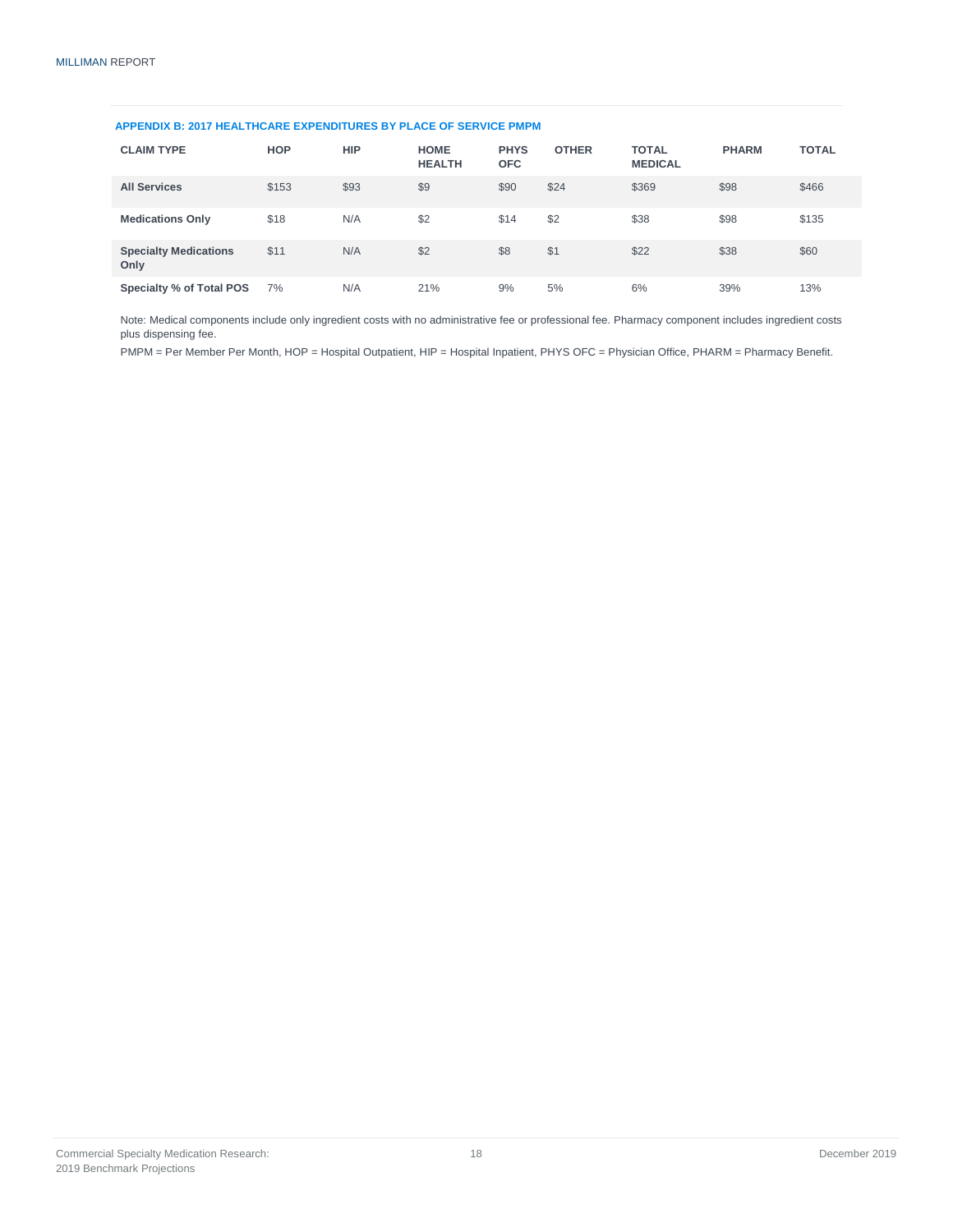### APPENDIX B: 2017 HEALTHCARE EXPENDITURES BY PLACE OF SERVICE PMPM

| CLAIM TYPE | HOP | HIP | HOME HEALTH | PHYS OFC | OTHER | TOTAL MEDICAL | PHARM | TOTAL |
|---|---|---|---|---|---|---|---|---|
| **All Services** | $153 | $93 | $9 | $90 | $24 | $369 | $98 | $466 |
| **Medications Only** | $18 | N/A | $2 | $14 | $2 | $38 | $98 | $135 |
| **Specialty Medications Only** | $11 | N/A | $2 | $8 | $1 | $22 | $38 | $60 |
| **Specialty % of Total POS** | 7% | N/A | 21% | 9% | 5% | 6% | 39% | 13% |

Note: Medical components include only ingredient costs with no administrative fee or professional fee. Pharmacy component includes ingredient costs plus dispensing fee.

PMPM = Per Member Per Month, HOP = Hospital Outpatient, HIP = Hospital Inpatient, PHYS OFC = Physician Office, PHARM = Pharmacy Benefit.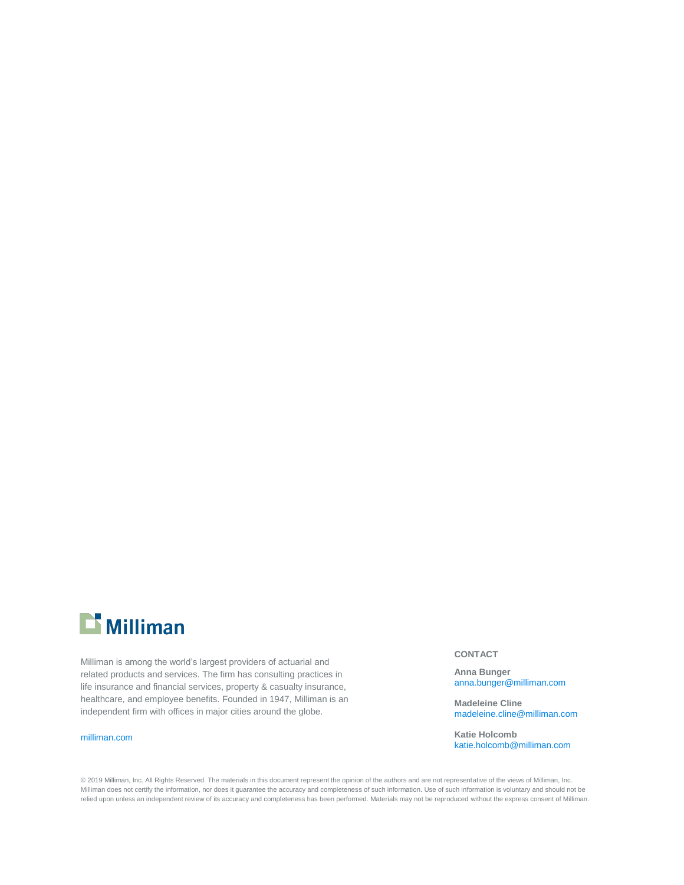Milliman

Milliman is among the world's largest providers of actuarial and related products and services. The firm has consulting practices in life insurance and financial services, property & casualty insurance, healthcare, and employee benefits. Founded in 1947, Milliman is an independent firm with offices in major cities around the globe.

milliman.com

**CONTACT**

**Anna Bunger**
anna.bunger@milliman.com

**Madeleine Cline**
madeleine.cline@milliman.com

**Katie Holcomb**
katie.holcomb@milliman.com

© 2019 Milliman, Inc. All Rights Reserved. The materials in this document represent the opinion of the authors and are not representative of the views of Milliman, Inc. Milliman does not certify the information, nor does it guarantee the accuracy and completeness of such information. Use of such information is voluntary and should not be relied upon unless an independent review of its accuracy and completeness has been performed. Materials may not be reproduced without the express consent of Milliman.